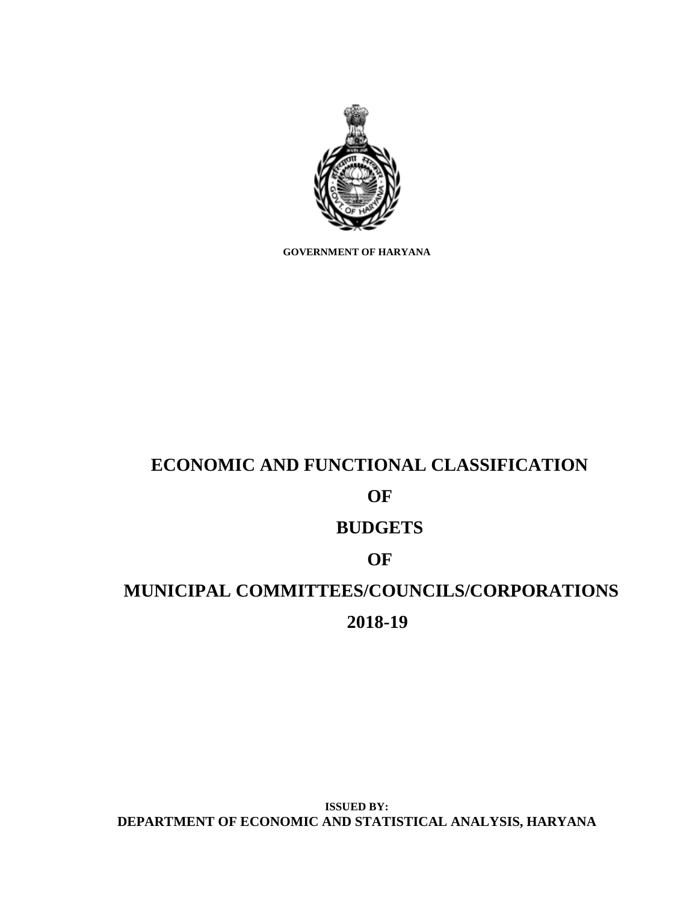**GOVERNMENT OF HARYANA**

# ECONOMIC AND FUNCTIONAL CLASSIFICATION

# OF

# BUDGETS

# OF

# MUNICIPAL COMMITTEES/COUNCILS/CORPORATIONS

# 2018-19

**ISSUED BY:**

**DEPARTMENT OF ECONOMIC AND STATISTICAL ANALYSIS, HARYANA**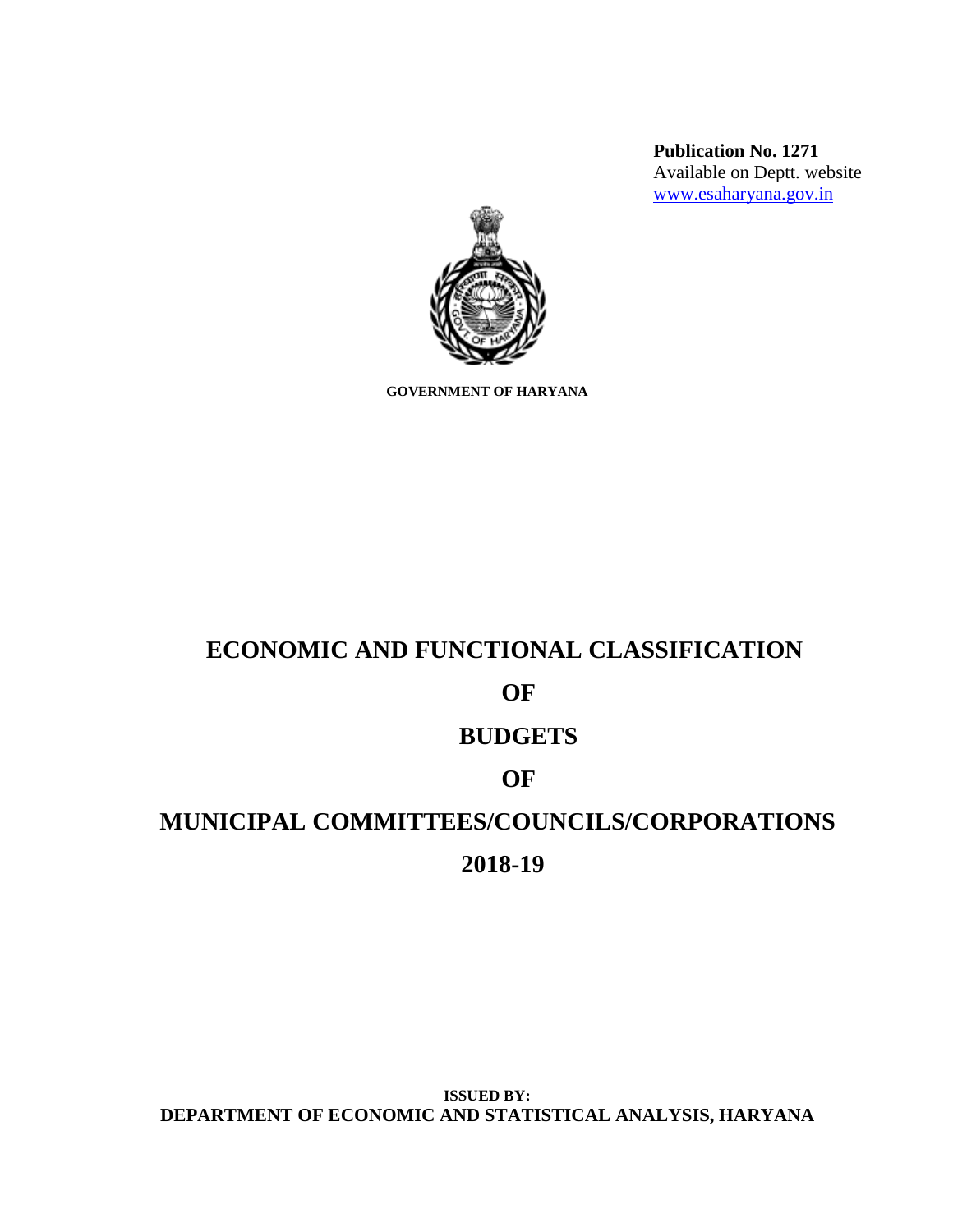**Publication No. 1271**
Available on Deptt. website
www.esaharyana.gov.in

**GOVERNMENT OF HARYANA**

# ECONOMIC AND FUNCTIONAL CLASSIFICATION

# OF

# BUDGETS

# OF

# MUNICIPAL COMMITTEES/COUNCILS/CORPORATIONS

# 2018-19

**ISSUED BY:**
**DEPARTMENT OF ECONOMIC AND STATISTICAL ANALYSIS, HARYANA**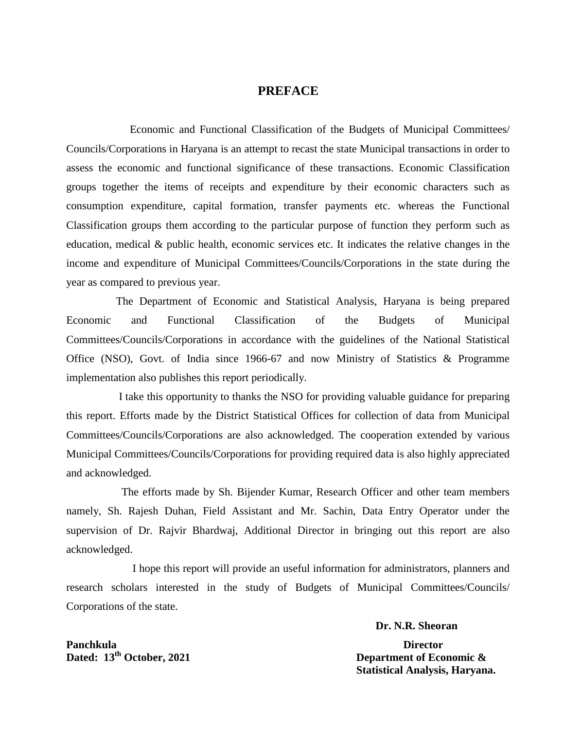# PREFACE

Economic and Functional Classification of the Budgets of Municipal Committees/ Councils/Corporations in Haryana is an attempt to recast the state Municipal transactions in order to assess the economic and functional significance of these transactions. Economic Classification groups together the items of receipts and expenditure by their economic characters such as consumption expenditure, capital formation, transfer payments etc. whereas the Functional Classification groups them according to the particular purpose of function they perform such as education, medical & public health, economic services etc. It indicates the relative changes in the income and expenditure of Municipal Committees/Councils/Corporations in the state during the year as compared to previous year.

The Department of Economic and Statistical Analysis, Haryana is being prepared Economic and Functional Classification of the Budgets of Municipal Committees/Councils/Corporations in accordance with the guidelines of the National Statistical Office (NSO), Govt. of India since 1966-67 and now Ministry of Statistics & Programme implementation also publishes this report periodically.

I take this opportunity to thanks the NSO for providing valuable guidance for preparing this report. Efforts made by the District Statistical Offices for collection of data from Municipal Committees/Councils/Corporations are also acknowledged. The cooperation extended by various Municipal Committees/Councils/Corporations for providing required data is also highly appreciated and acknowledged.

The efforts made by Sh. Bijender Kumar, Research Officer and other team members namely, Sh. Rajesh Duhan, Field Assistant and Mr. Sachin, Data Entry Operator under the supervision of Dr. Rajvir Bhardwaj, Additional Director in bringing out this report are also acknowledged.

I hope this report will provide an useful information for administrators, planners and research scholars interested in the study of Budgets of Municipal Committees/Councils/ Corporations of the state.

**Dr. N.R. Sheoran**

**Director**
**Department of Economic & Statistical Analysis, Haryana.**

**Panchkula**
**Dated: 13th October, 2021**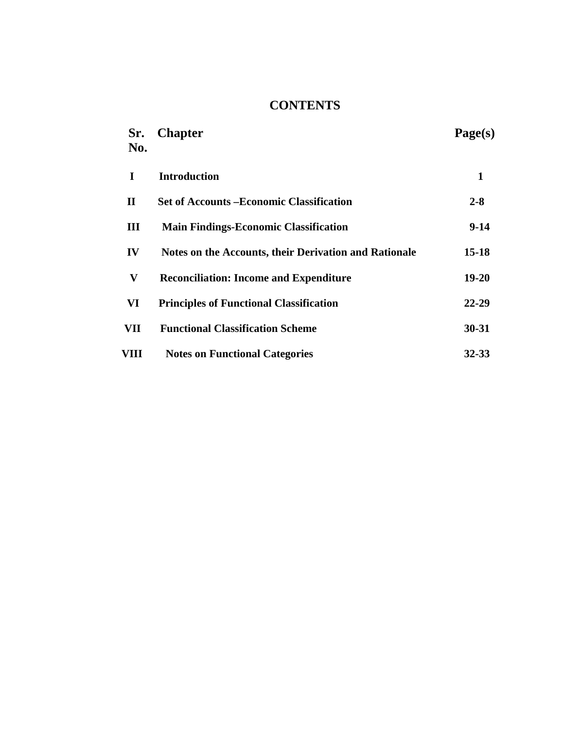# CONTENTS

| Sr. No. | Chapter | Page(s) |
| --- | --- | --- |
| I | Introduction | 1 |
| II | Set of Accounts –Economic Classification | 2-8 |
| III | Main Findings-Economic Classification | 9-14 |
| IV | Notes on the Accounts, their Derivation and Rationale | 15-18 |
| V | Reconciliation: Income and Expenditure | 19-20 |
| VI | Principles of Functional Classification | 22-29 |
| VII | Functional Classification Scheme | 30-31 |
| VIII | Notes on Functional Categories | 32-33 |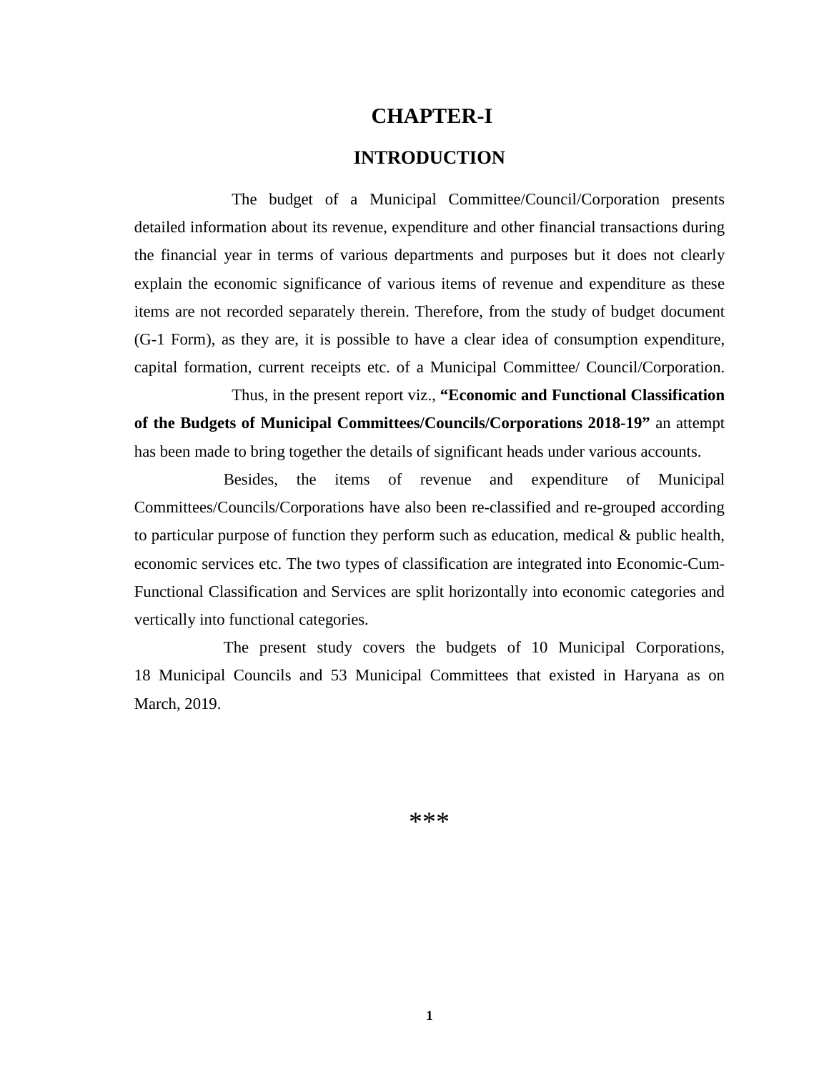# CHAPTER-I

## INTRODUCTION

The budget of a Municipal Committee/Council/Corporation presents detailed information about its revenue, expenditure and other financial transactions during the financial year in terms of various departments and purposes but it does not clearly explain the economic significance of various items of revenue and expenditure as these items are not recorded separately therein. Therefore, from the study of budget document (G-1 Form), as they are, it is possible to have a clear idea of consumption expenditure, capital formation, current receipts etc. of a Municipal Committee/ Council/Corporation.

Thus, in the present report viz., **"Economic and Functional Classification of the Budgets of Municipal Committees/Councils/Corporations 2018-19"** an attempt has been made to bring together the details of significant heads under various accounts.

Besides, the items of revenue and expenditure of Municipal Committees/Councils/Corporations have also been re-classified and re-grouped according to particular purpose of function they perform such as education, medical & public health, economic services etc. The two types of classification are integrated into Economic-Cum-Functional Classification and Services are split horizontally into economic categories and vertically into functional categories.

The present study covers the budgets of 10 Municipal Corporations, 18 Municipal Councils and 53 Municipal Committees that existed in Haryana as on March, 2019.

***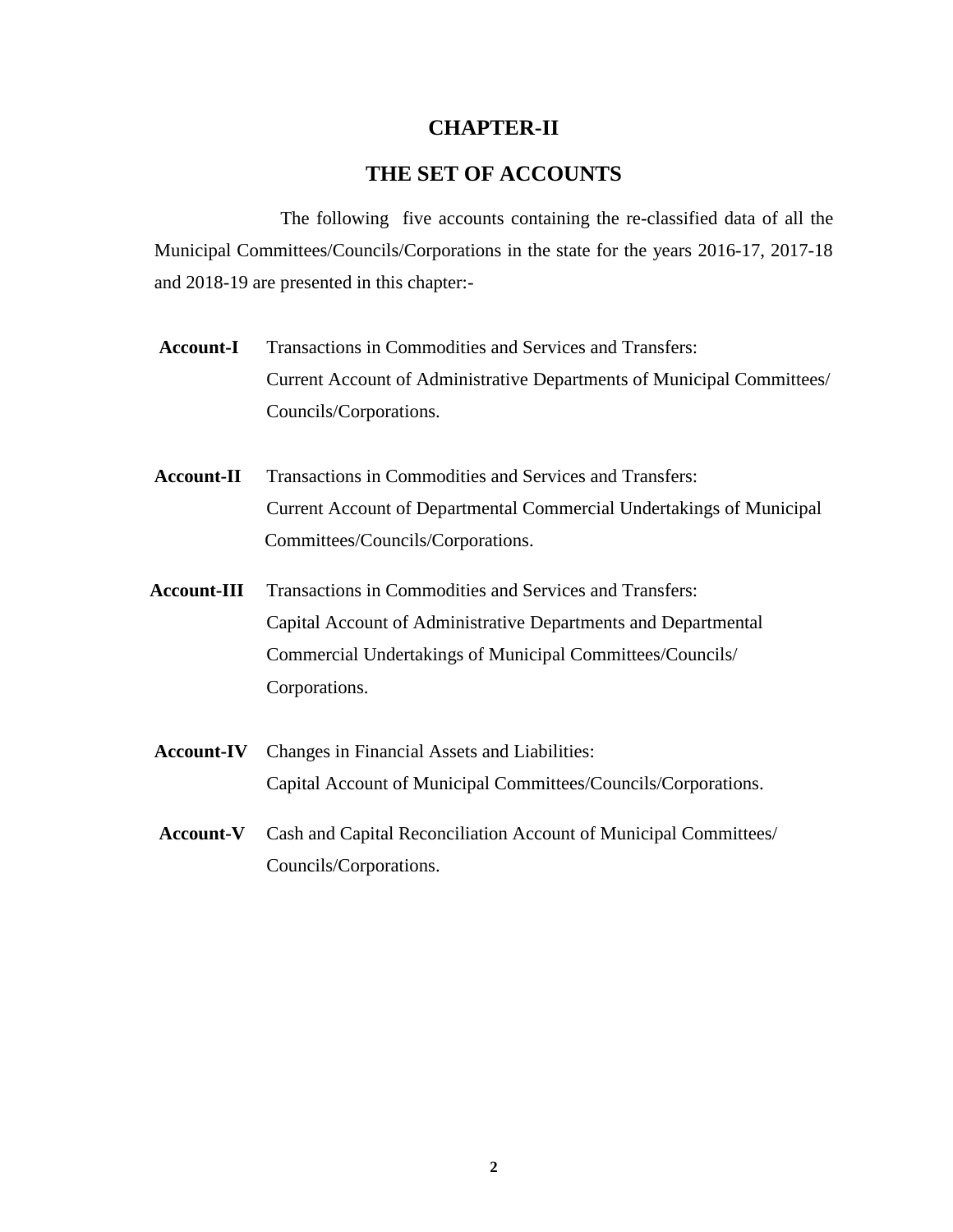# CHAPTER-II

## THE SET OF ACCOUNTS

The following five accounts containing the re-classified data of all the Municipal Committees/Councils/Corporations in the state for the years 2016-17, 2017-18 and 2018-19 are presented in this chapter:-

**Account-I** Transactions in Commodities and Services and Transfers: Current Account of Administrative Departments of Municipal Committees/ Councils/Corporations.

**Account-II** Transactions in Commodities and Services and Transfers: Current Account of Departmental Commercial Undertakings of Municipal Committees/Councils/Corporations.

**Account-III** Transactions in Commodities and Services and Transfers: Capital Account of Administrative Departments and Departmental Commercial Undertakings of Municipal Committees/Councils/ Corporations.

**Account-IV** Changes in Financial Assets and Liabilities: Capital Account of Municipal Committees/Councils/Corporations.

**Account-V** Cash and Capital Reconciliation Account of Municipal Committees/ Councils/Corporations.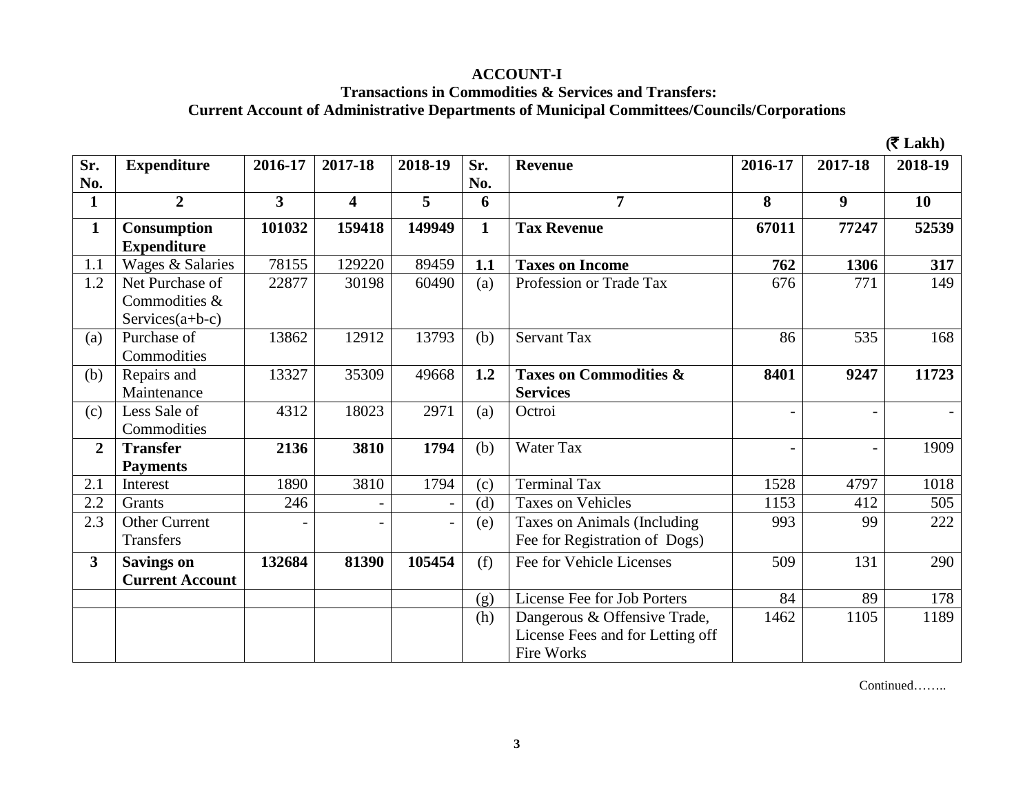**ACCOUNT-I**

**Transactions in Commodities & Services and Transfers:**

**Current Account of Administrative Departments of Municipal Committees/Councils/Corporations**

(₹ Lakh)

| Sr. No. | Expenditure | 2016-17 | 2017-18 | 2018-19 | Sr. No. | Revenue | 2016-17 | 2017-18 | 2018-19 |
|---|---|---|---|---|---|---|---|---|---|
| 1 | 2 | 3 | 4 | 5 | 6 | 7 | 8 | 9 | 10 |
| **1** | **Consumption Expenditure** | **101032** | **159418** | **149949** | **1** | **Tax Revenue** | **67011** | **77247** | **52539** |
| 1.1 | Wages & Salaries | 78155 | 129220 | 89459 | **1.1** | **Taxes on Income** | **762** | **1306** | **317** |
| 1.2 | Net Purchase of Commodities & Services(a+b-c) | 22877 | 30198 | 60490 | (a) | Profession or Trade Tax | 676 | 771 | 149 |
| (a) | Purchase of Commodities | 13862 | 12912 | 13793 | (b) | Servant Tax | 86 | 535 | 168 |
| (b) | Repairs and Maintenance | 13327 | 35309 | 49668 | **1.2** | **Taxes on Commodities & Services** | **8401** | **9247** | **11723** |
| (c) | Less Sale of Commodities | 4312 | 18023 | 2971 | (a) | Octroi | - | - | - |
| **2** | **Transfer Payments** | **2136** | **3810** | **1794** | (b) | Water Tax | - | - | 1909 |
| 2.1 | Interest | 1890 | 3810 | 1794 | (c) | Terminal Tax | 1528 | 4797 | 1018 |
| 2.2 | Grants | 246 | - | - | (d) | Taxes on Vehicles | 1153 | 412 | 505 |
| 2.3 | Other Current Transfers | - | - | - | (e) | Taxes on Animals (Including Fee for Registration of Dogs) | 993 | 99 | 222 |
| **3** | **Savings on Current Account** | **132684** | **81390** | **105454** | (f) | Fee for Vehicle Licenses | 509 | 131 | 290 |
| | | | | | (g) | License Fee for Job Porters | 84 | 89 | 178 |
| | | | | | (h) | Dangerous & Offensive Trade, License Fees and for Letting off Fire Works | 1462 | 1105 | 1189 |

Continued……..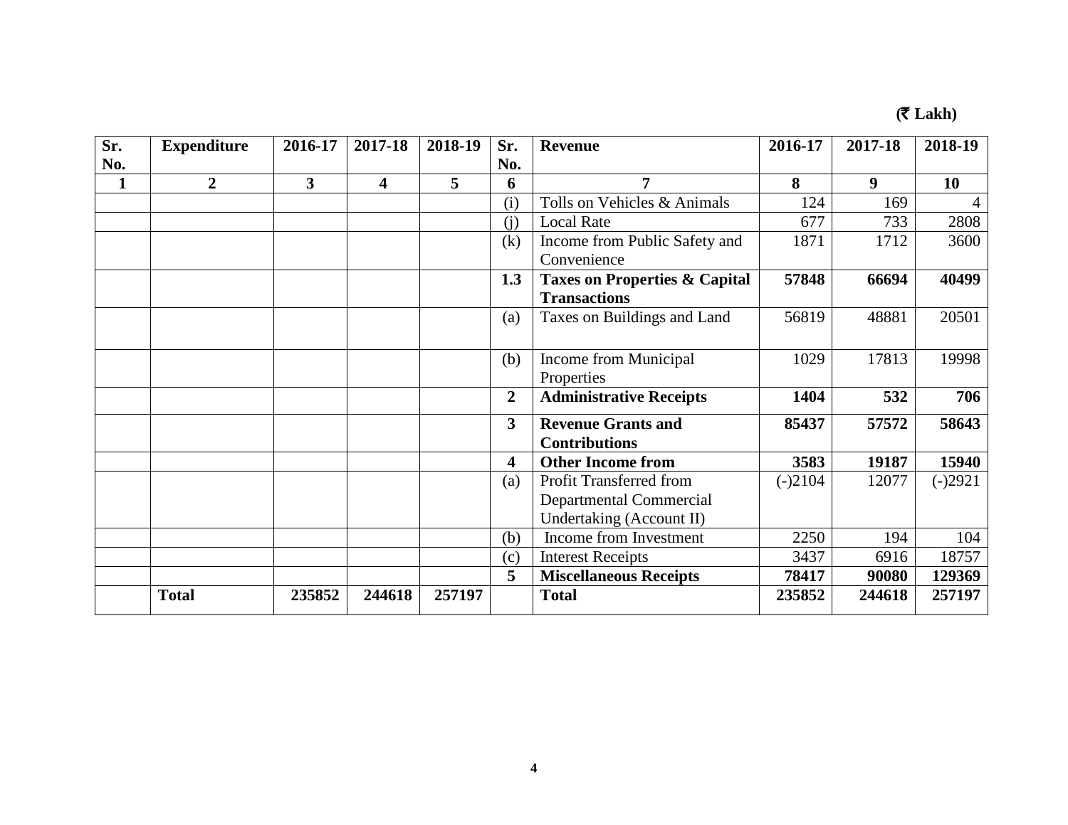(₹ Lakh)

| Sr. No. | Expenditure | 2016-17 | 2017-18 | 2018-19 | Sr. No. | Revenue | 2016-17 | 2017-18 | 2018-19 |
|---|---|---|---|---|---|---|---|---|---|
| **1** | **2** | **3** | **4** | **5** | **6** | **7** | **8** | **9** | **10** |
| | | | | | (i) | Tolls on Vehicles & Animals | 124 | 169 | 4 |
| | | | | | (j) | Local Rate | 677 | 733 | 2808 |
| | | | | | (k) | Income from Public Safety and Convenience | 1871 | 1712 | 3600 |
| | | | | | **1.3** | **Taxes on Properties & Capital Transactions** | **57848** | **66694** | **40499** |
| | | | | | (a) | Taxes on Buildings and Land | 56819 | 48881 | 20501 |
| | | | | | (b) | Income from Municipal Properties | 1029 | 17813 | 19998 |
| | | | | | **2** | **Administrative Receipts** | **1404** | **532** | **706** |
| | | | | | **3** | **Revenue Grants and Contributions** | **85437** | **57572** | **58643** |
| | | | | | **4** | **Other Income from** | **3583** | **19187** | **15940** |
| | | | | | (a) | Profit Transferred from Departmental Commercial Undertaking (Account II) | (-)2104 | 12077 | (-)2921 |
| | | | | | (b) | Income from Investment | 2250 | 194 | 104 |
| | | | | | (c) | Interest Receipts | 3437 | 6916 | 18757 |
| | | | | | **5** | **Miscellaneous Receipts** | **78417** | **90080** | **129369** |
| | **Total** | **235852** | **244618** | **257197** | | **Total** | **235852** | **244618** | **257197** |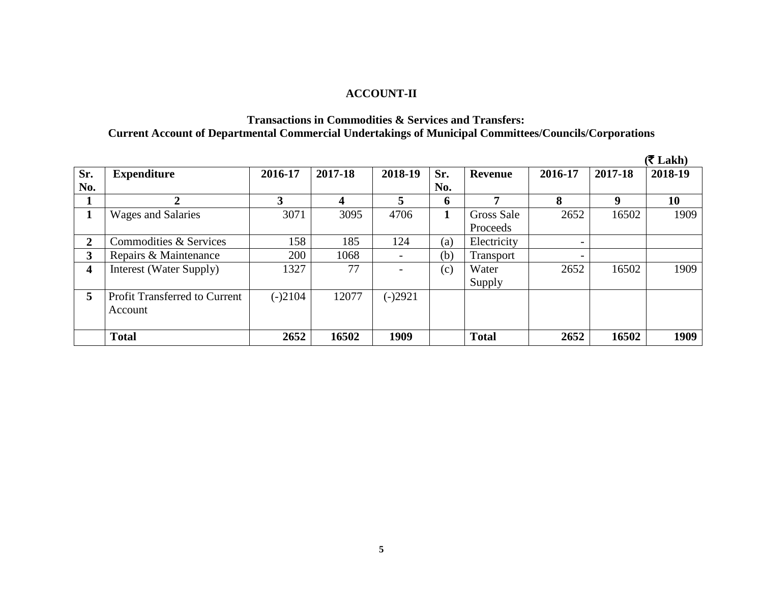## ACCOUNT-II

### Transactions in Commodities & Services and Transfers:
### Current Account of Departmental Commercial Undertakings of Municipal Committees/Councils/Corporations

(₹ Lakh)

| Sr. No. | Expenditure | 2016-17 | 2017-18 | 2018-19 | Sr. No. | Revenue | 2016-17 | 2017-18 | 2018-19 |
|---|---|---|---|---|---|---|---|---|---|
| **1** | **2** | **3** | **4** | **5** | **6** | **7** | **8** | **9** | **10** |
| **1** | Wages and Salaries | 3071 | 3095 | 4706 | **1** | Gross Sale Proceeds | 2652 | 16502 | 1909 |
| **2** | Commodities & Services | 158 | 185 | 124 | (a) | Electricity | - | | |
| **3** | Repairs & Maintenance | 200 | 1068 | - | (b) | Transport | - | | |
| **4** | Interest (Water Supply) | 1327 | 77 | - | (c) | Water Supply | 2652 | 16502 | 1909 |
| **5** | Profit Transferred to Current Account | (-)2104 | 12077 | (-)2921 | | | | | |
| | **Total** | **2652** | **16502** | **1909** | | **Total** | **2652** | **16502** | **1909** |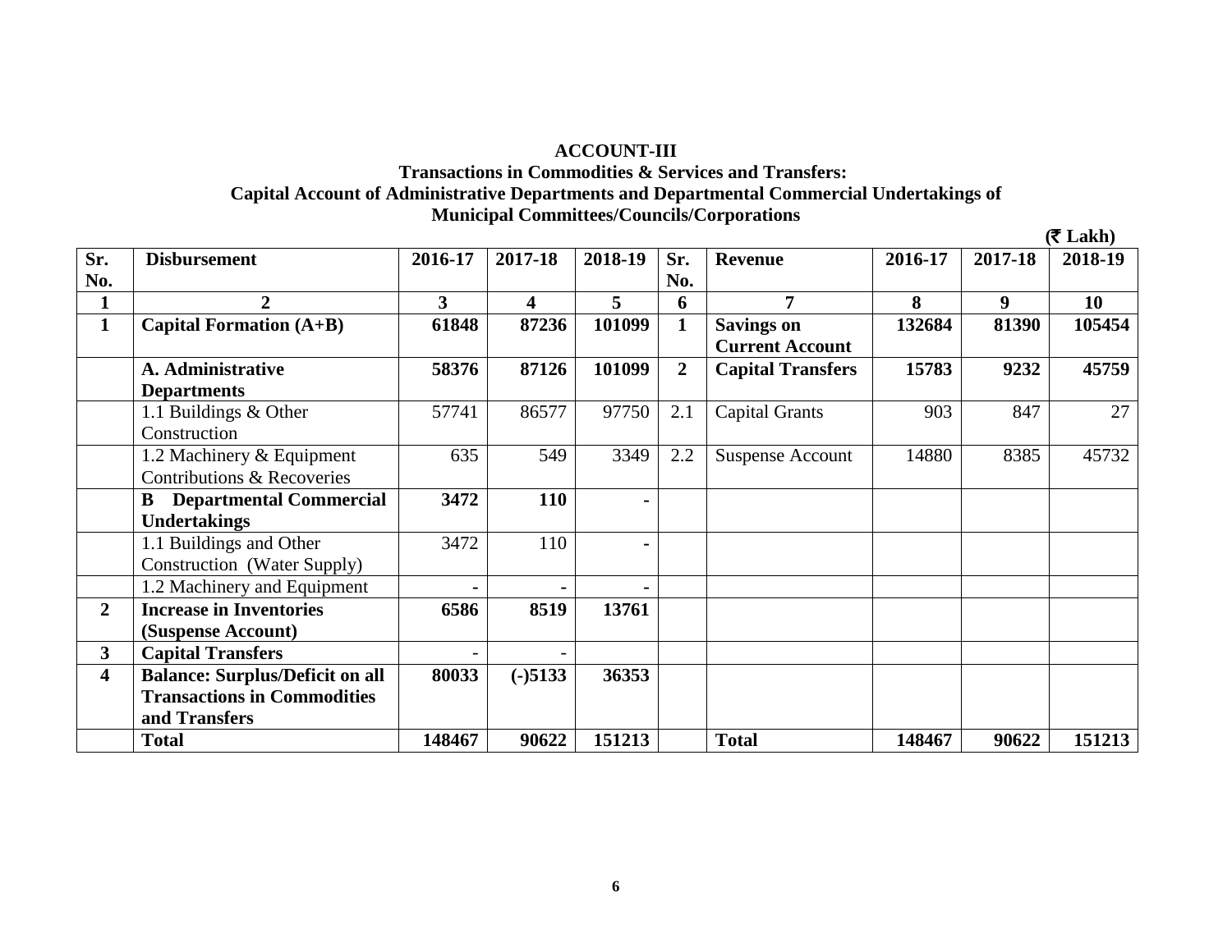**ACCOUNT-III**

**Transactions in Commodities & Services and Transfers:**

**Capital Account of Administrative Departments and Departmental Commercial Undertakings of Municipal Committees/Councils/Corporations**

**(₹ Lakh)**

| Sr. No. | Disbursement | 2016-17 | 2017-18 | 2018-19 | Sr. No. | Revenue | 2016-17 | 2017-18 | 2018-19 |
|---|---|---|---|---|---|---|---|---|---|
| **1** | **2** | **3** | **4** | **5** | **6** | **7** | **8** | **9** | **10** |
| **1** | **Capital Formation (A+B)** | **61848** | **87236** | **101099** | **1** | **Savings on Current Account** | **132684** | **81390** | **105454** |
| | **A. Administrative Departments** | **58376** | **87126** | **101099** | **2** | **Capital Transfers** | **15783** | **9232** | **45759** |
| | 1.1 Buildings & Other Construction | 57741 | 86577 | 97750 | 2.1 | Capital Grants | 903 | 847 | 27 |
| | 1.2 Machinery & Equipment Contributions & Recoveries | 635 | 549 | 3349 | 2.2 | Suspense Account | 14880 | 8385 | 45732 |
| | **B Departmental Commercial Undertakings** | **3472** | **110** | **-** | | | | | |
| | 1.1 Buildings and Other Construction (Water Supply) | 3472 | 110 | - | | | | | |
| | 1.2 Machinery and Equipment | - | - | - | | | | | |
| **2** | **Increase in Inventories (Suspense Account)** | **6586** | **8519** | **13761** | | | | | |
| **3** | **Capital Transfers** | - | - | | | | | | |
| **4** | **Balance: Surplus/Deficit on all Transactions in Commodities and Transfers** | **80033** | **(-)5133** | **36353** | | | | | |
| | **Total** | **148467** | **90622** | **151213** | | **Total** | **148467** | **90622** | **151213** |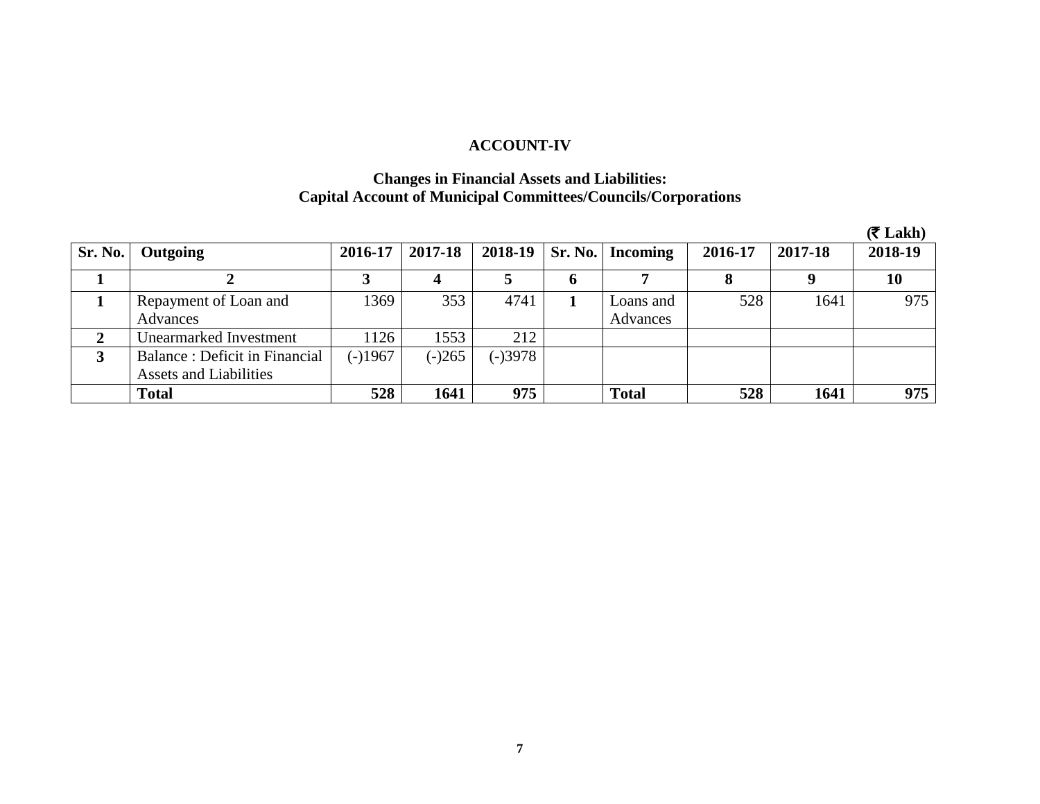# ACCOUNT-IV

## Changes in Financial Assets and Liabilities: Capital Account of Municipal Committees/Councils/Corporations

(₹ Lakh)

| Sr. No. | Outgoing | 2016-17 | 2017-18 | 2018-19 | Sr. No. | Incoming | 2016-17 | 2017-18 | 2018-19 |
|---|---|---|---|---|---|---|---|---|---|
| 1 | 2 | 3 | 4 | 5 | 6 | 7 | 8 | 9 | 10 |
| 1 | Repayment of Loan and Advances | 1369 | 353 | 4741 | 1 | Loans and Advances | 528 | 1641 | 975 |
| 2 | Unearmarked Investment | 1126 | 1553 | 212 | | | | | |
| 3 | Balance : Deficit in Financial Assets and Liabilities | (-)1967 | (-)265 | (-)3978 | | | | | |
| | **Total** | **528** | **1641** | **975** | | **Total** | **528** | **1641** | **975** |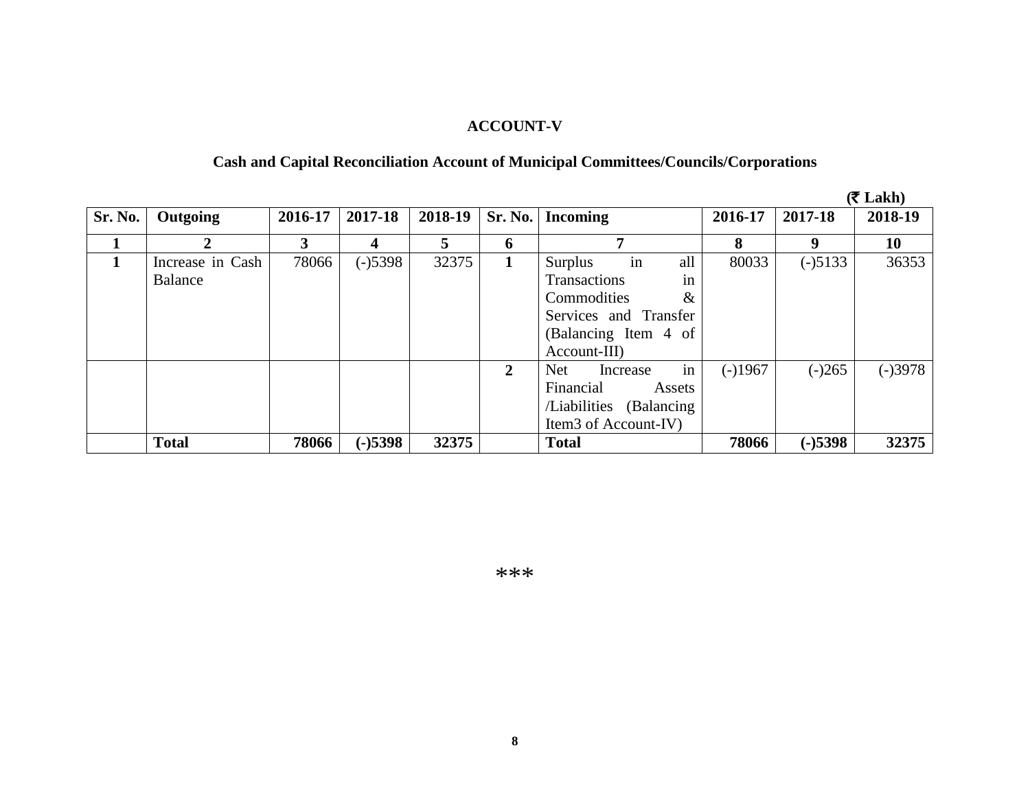# ACCOUNT-V

## Cash and Capital Reconciliation Account of Municipal Committees/Councils/Corporations

(₹ Lakh)

| Sr. No. | Outgoing | 2016-17 | 2017-18 | 2018-19 | Sr. No. | Incoming | 2016-17 | 2017-18 | 2018-19 |
|---|---|---|---|---|---|---|---|---|---|
| 1 | 2 | 3 | 4 | 5 | 6 | 7 | 8 | 9 | 10 |
| 1 | Increase in Cash Balance | 78066 | (-)5398 | 32375 | 1 | Surplus in all Transactions in Commodities & Services and Transfer (Balancing Item 4 of Account-III) | 80033 | (-)5133 | 36353 |
| | | | | | 2 | Net Increase in Financial Assets /Liabilities (Balancing Item3 of Account-IV) | (-)1967 | (-)265 | (-)3978 |
| | **Total** | **78066** | **(-)5398** | **32375** | | **Total** | **78066** | **(-)5398** | **32375** |

***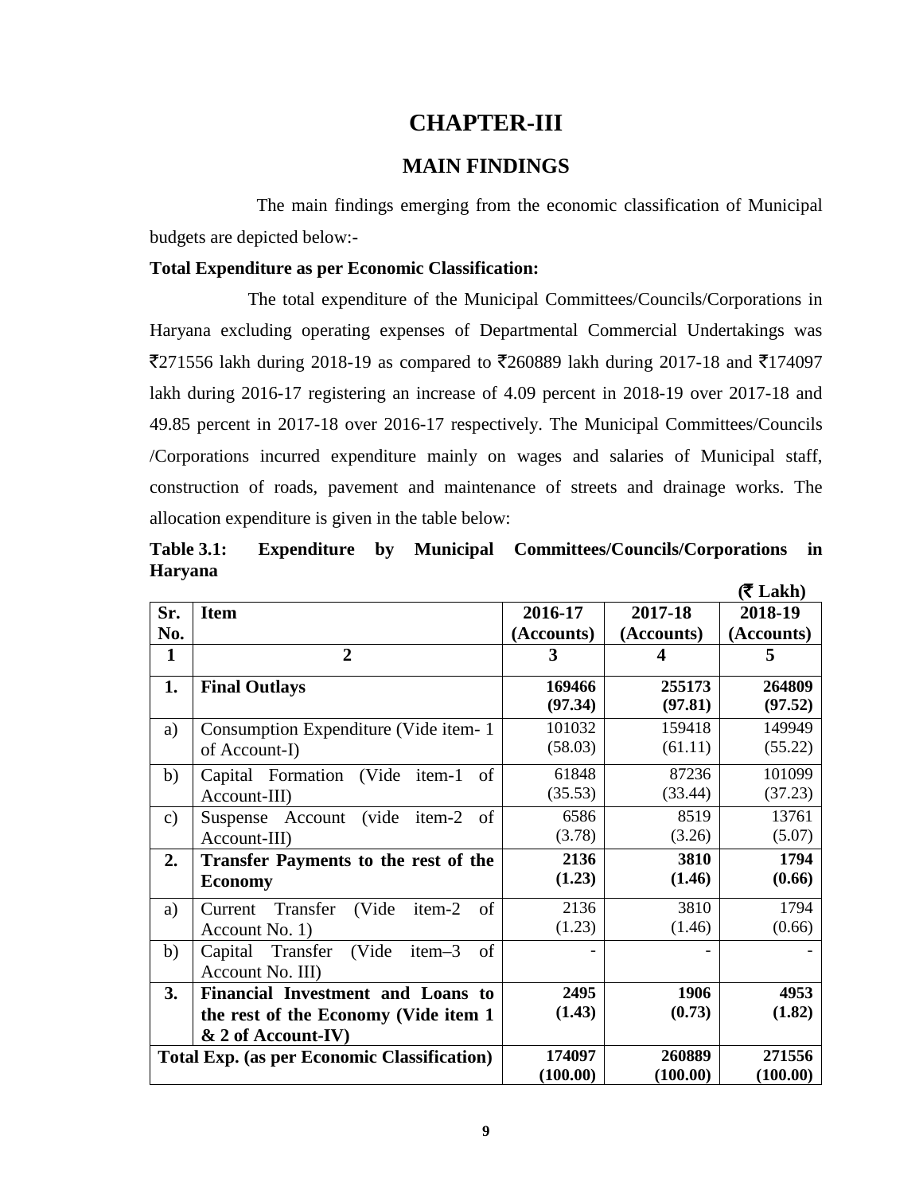# CHAPTER-III

## MAIN FINDINGS

The main findings emerging from the economic classification of Municipal budgets are depicted below:-

**Total Expenditure as per Economic Classification:**

The total expenditure of the Municipal Committees/Councils/Corporations in Haryana excluding operating expenses of Departmental Commercial Undertakings was ₹271556 lakh during 2018-19 as compared to ₹260889 lakh during 2017-18 and ₹174097 lakh during 2016-17 registering an increase of 4.09 percent in 2018-19 over 2017-18 and 49.85 percent in 2017-18 over 2016-17 respectively. The Municipal Committees/Councils /Corporations incurred expenditure mainly on wages and salaries of Municipal staff, construction of roads, pavement and maintenance of streets and drainage works. The allocation expenditure is given in the table below:

**Table 3.1: Expenditure by Municipal Committees/Councils/Corporations in Haryana**

(₹ Lakh)

| Sr. No. | Item | 2016-17 (Accounts) | 2017-18 (Accounts) | 2018-19 (Accounts) |
|---|---|---|---|---|
| 1 | 2 | 3 | 4 | 5 |
| **1.** | **Final Outlays** | **169466 (97.34)** | **255173 (97.81)** | **264809 (97.52)** |
| a) | Consumption Expenditure (Vide item- 1 of Account-I) | 101032 (58.03) | 159418 (61.11) | 149949 (55.22) |
| b) | Capital Formation (Vide item-1 of Account-III) | 61848 (35.53) | 87236 (33.44) | 101099 (37.23) |
| c) | Suspense Account (vide item-2 of Account-III) | 6586 (3.78) | 8519 (3.26) | 13761 (5.07) |
| **2.** | **Transfer Payments to the rest of the Economy** | **2136 (1.23)** | **3810 (1.46)** | **1794 (0.66)** |
| a) | Current Transfer (Vide item-2 of Account No. 1) | 2136 (1.23) | 3810 (1.46) | 1794 (0.66) |
| b) | Capital Transfer (Vide item–3 of Account No. III) | - | - | - |
| **3.** | **Financial Investment and Loans to the rest of the Economy (Vide item 1 & 2 of Account-IV)** | **2495 (1.43)** | **1906 (0.73)** | **4953 (1.82)** |
| **Total Exp. (as per Economic Classification)** | | **174097 (100.00)** | **260889 (100.00)** | **271556 (100.00)** |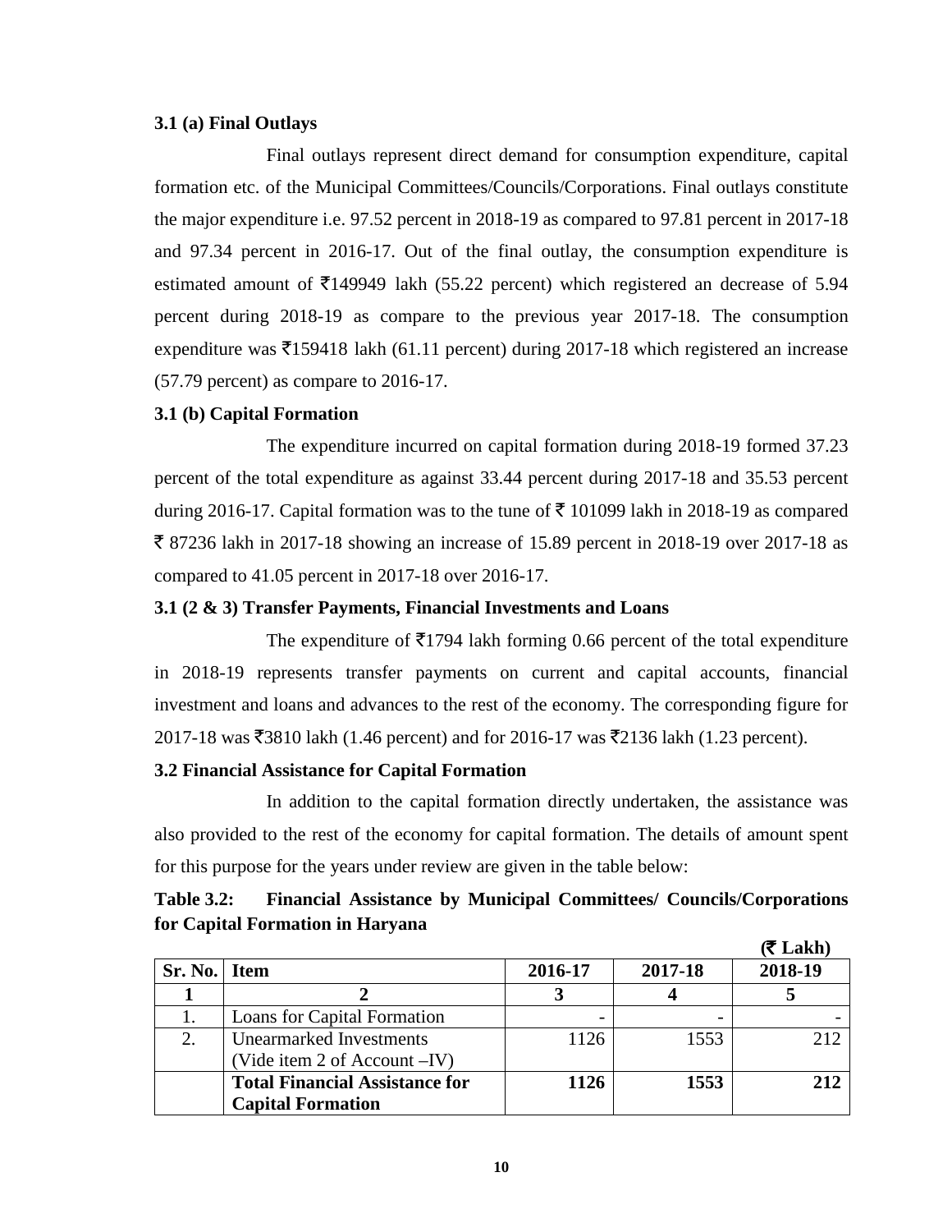### 3.1 (a) Final Outlays

Final outlays represent direct demand for consumption expenditure, capital formation etc. of the Municipal Committees/Councils/Corporations. Final outlays constitute the major expenditure i.e. 97.52 percent in 2018-19 as compared to 97.81 percent in 2017-18 and 97.34 percent in 2016-17. Out of the final outlay, the consumption expenditure is estimated amount of ₹149949 lakh (55.22 percent) which registered an decrease of 5.94 percent during 2018-19 as compare to the previous year 2017-18. The consumption expenditure was ₹159418 lakh (61.11 percent) during 2017-18 which registered an increase (57.79 percent) as compare to 2016-17.

### 3.1 (b) Capital Formation

The expenditure incurred on capital formation during 2018-19 formed 37.23 percent of the total expenditure as against 33.44 percent during 2017-18 and 35.53 percent during 2016-17. Capital formation was to the tune of ₹ 101099 lakh in 2018-19 as compared ₹ 87236 lakh in 2017-18 showing an increase of 15.89 percent in 2018-19 over 2017-18 as compared to 41.05 percent in 2017-18 over 2016-17.

### 3.1 (2 & 3) Transfer Payments, Financial Investments and Loans

The expenditure of ₹1794 lakh forming 0.66 percent of the total expenditure in 2018-19 represents transfer payments on current and capital accounts, financial investment and loans and advances to the rest of the economy. The corresponding figure for 2017-18 was ₹3810 lakh (1.46 percent) and for 2016-17 was ₹2136 lakh (1.23 percent).

### 3.2 Financial Assistance for Capital Formation

In addition to the capital formation directly undertaken, the assistance was also provided to the rest of the economy for capital formation. The details of amount spent for this purpose for the years under review are given in the table below:

**Table 3.2: Financial Assistance by Municipal Committees/ Councils/Corporations for Capital Formation in Haryana**

**(₹ Lakh)**

| Sr. No. | Item | 2016-17 | 2017-18 | 2018-19 |
|---|---|---|---|---|
| **1** | **2** | **3** | **4** | **5** |
| 1. | Loans for Capital Formation | - | - | - |
| 2. | Unearmarked Investments (Vide item 2 of Account –IV) | 1126 | 1553 | 212 |
| | **Total Financial Assistance for Capital Formation** | **1126** | **1553** | **212** |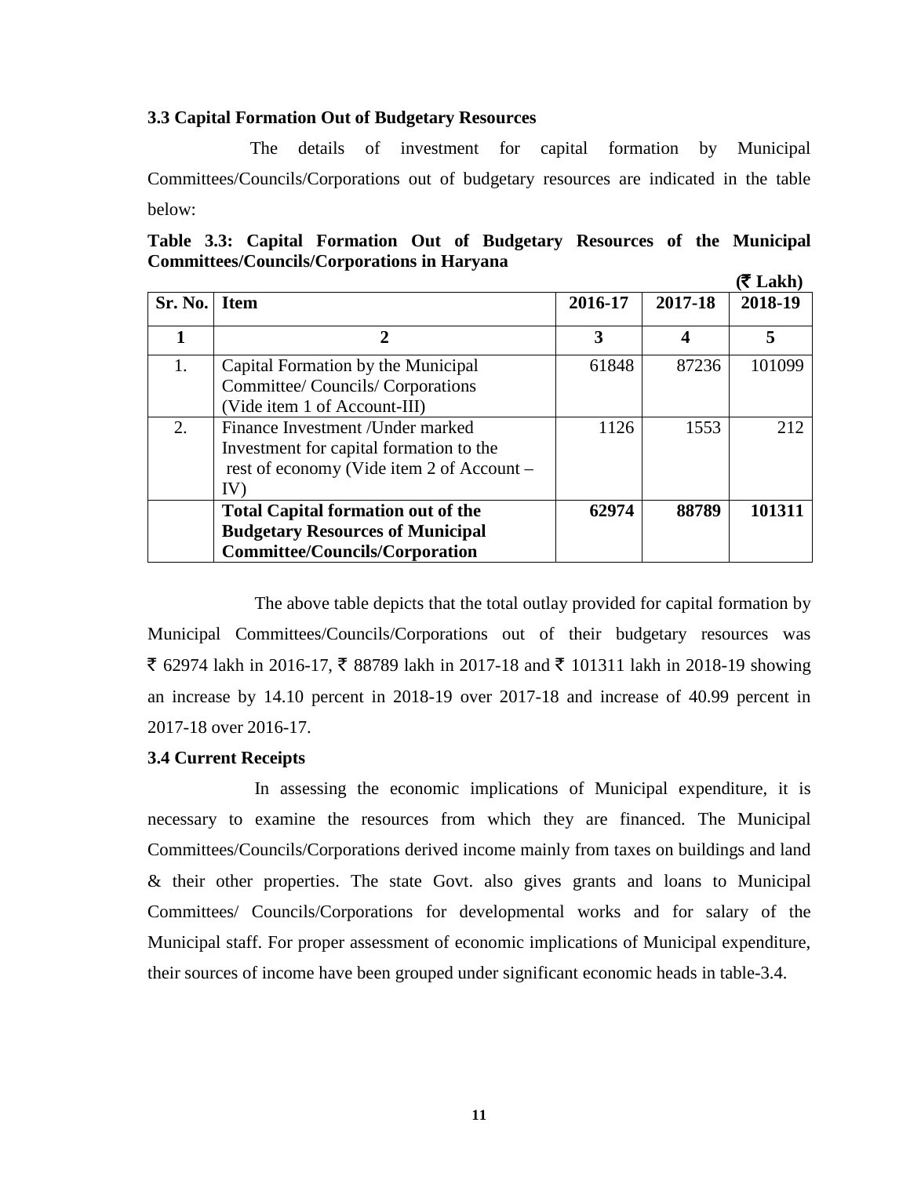### 3.3 Capital Formation Out of Budgetary Resources

The details of investment for capital formation by Municipal Committees/Councils/Corporations out of budgetary resources are indicated in the table below:

**Table 3.3: Capital Formation Out of Budgetary Resources of the Municipal Committees/Councils/Corporations in Haryana**

**(₹ Lakh)**

| Sr. No. | Item | 2016-17 | 2017-18 | 2018-19 |
|---|---|---|---|---|
| **1** | **2** | **3** | **4** | **5** |
| 1. | Capital Formation by the Municipal Committee/ Councils/ Corporations (Vide item 1 of Account-III) | 61848 | 87236 | 101099 |
| 2. | Finance Investment /Under marked Investment for capital formation to the rest of economy (Vide item 2 of Account – IV) | 1126 | 1553 | 212 |
| | **Total Capital formation out of the Budgetary Resources of Municipal Committee/Councils/Corporation** | **62974** | **88789** | **101311** |

The above table depicts that the total outlay provided for capital formation by Municipal Committees/Councils/Corporations out of their budgetary resources was ₹ 62974 lakh in 2016-17, ₹ 88789 lakh in 2017-18 and ₹ 101311 lakh in 2018-19 showing an increase by 14.10 percent in 2018-19 over 2017-18 and increase of 40.99 percent in 2017-18 over 2016-17.

### 3.4 Current Receipts

In assessing the economic implications of Municipal expenditure, it is necessary to examine the resources from which they are financed. The Municipal Committees/Councils/Corporations derived income mainly from taxes on buildings and land & their other properties. The state Govt. also gives grants and loans to Municipal Committees/ Councils/Corporations for developmental works and for salary of the Municipal staff. For proper assessment of economic implications of Municipal expenditure, their sources of income have been grouped under significant economic heads in table-3.4.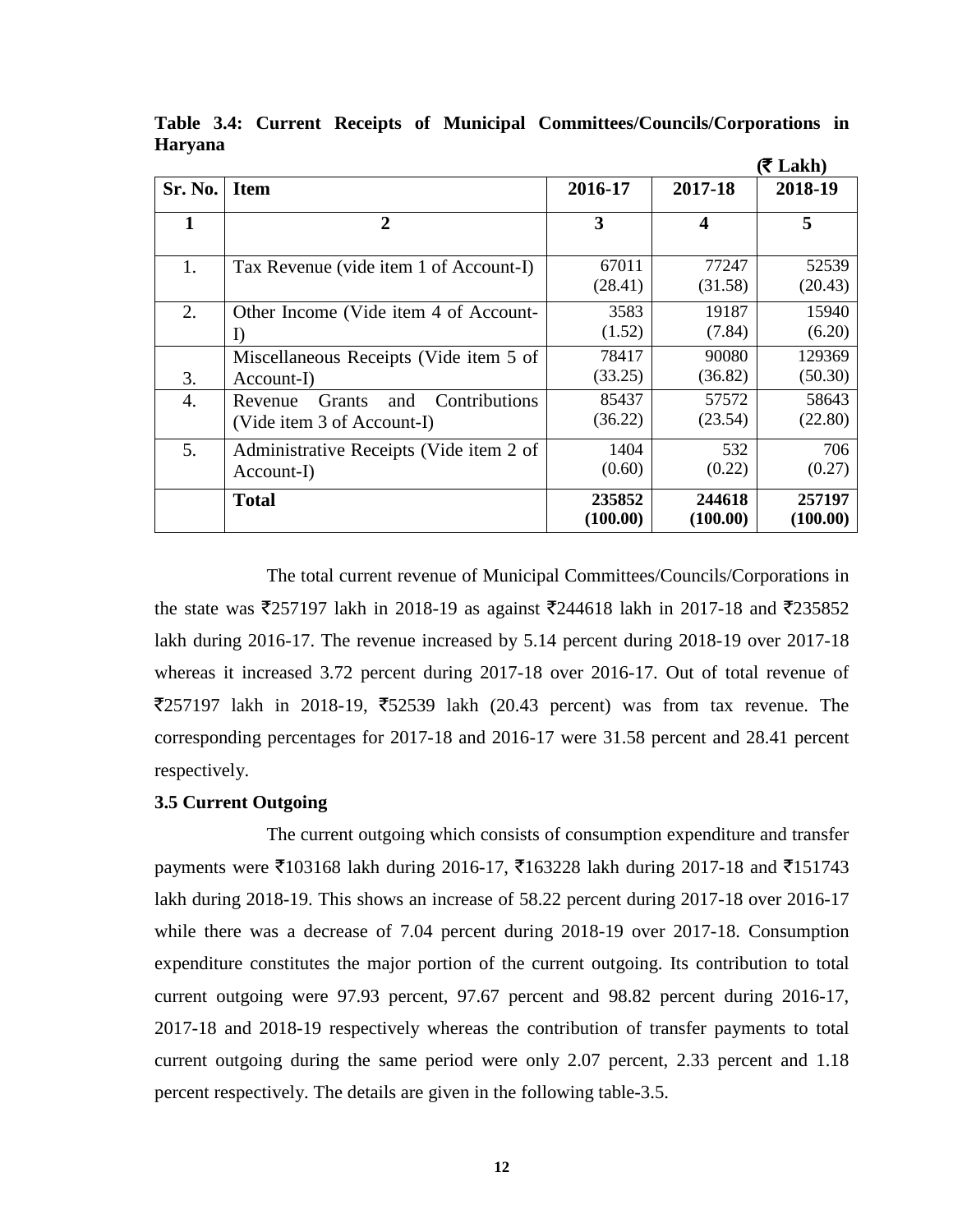**Table 3.4: Current Receipts of Municipal Committees/Councils/Corporations in Haryana**

(₹ Lakh)

| Sr. No. | Item | 2016-17 | 2017-18 | 2018-19 |
|---|---|---|---|---|
| 1 | 2 | 3 | 4 | 5 |
| 1. | Tax Revenue (vide item 1 of Account-I) | 67011 (28.41) | 77247 (31.58) | 52539 (20.43) |
| 2. | Other Income (Vide item 4 of Account-I) | 3583 (1.52) | 19187 (7.84) | 15940 (6.20) |
| 3. | Miscellaneous Receipts (Vide item 5 of Account-I) | 78417 (33.25) | 90080 (36.82) | 129369 (50.30) |
| 4. | Revenue Grants and Contributions (Vide item 3 of Account-I) | 85437 (36.22) | 57572 (23.54) | 58643 (22.80) |
| 5. | Administrative Receipts (Vide item 2 of Account-I) | 1404 (0.60) | 532 (0.22) | 706 (0.27) |
| | **Total** | **235852 (100.00)** | **244618 (100.00)** | **257197 (100.00)** |

The total current revenue of Municipal Committees/Councils/Corporations in the state was ₹257197 lakh in 2018-19 as against ₹244618 lakh in 2017-18 and ₹235852 lakh during 2016-17. The revenue increased by 5.14 percent during 2018-19 over 2017-18 whereas it increased 3.72 percent during 2017-18 over 2016-17. Out of total revenue of ₹257197 lakh in 2018-19, ₹52539 lakh (20.43 percent) was from tax revenue. The corresponding percentages for 2017-18 and 2016-17 were 31.58 percent and 28.41 percent respectively.

### 3.5 Current Outgoing

The current outgoing which consists of consumption expenditure and transfer payments were ₹103168 lakh during 2016-17, ₹163228 lakh during 2017-18 and ₹151743 lakh during 2018-19. This shows an increase of 58.22 percent during 2017-18 over 2016-17 while there was a decrease of 7.04 percent during 2018-19 over 2017-18. Consumption expenditure constitutes the major portion of the current outgoing. Its contribution to total current outgoing were 97.93 percent, 97.67 percent and 98.82 percent during 2016-17, 2017-18 and 2018-19 respectively whereas the contribution of transfer payments to total current outgoing during the same period were only 2.07 percent, 2.33 percent and 1.18 percent respectively. The details are given in the following table-3.5.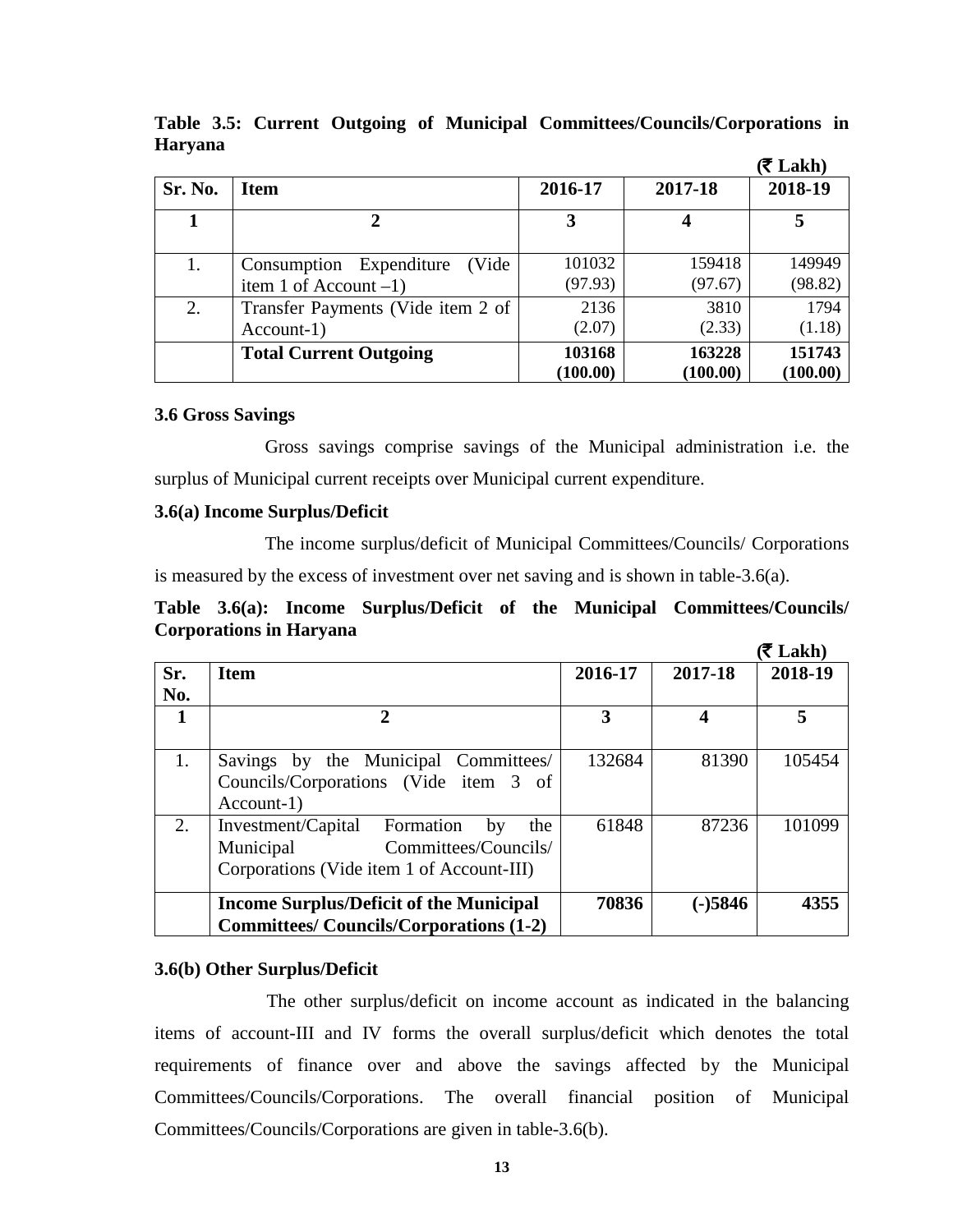**Table 3.5: Current Outgoing of Municipal Committees/Councils/Corporations in Haryana**

(₹ Lakh)

| Sr. No. | Item | 2016-17 | 2017-18 | 2018-19 |
|---|---|---|---|---|
| 1 | 2 | 3 | 4 | 5 |
| 1. | Consumption Expenditure (Vide item 1 of Account –1) | 101032 (97.93) | 159418 (97.67) | 149949 (98.82) |
| 2. | Transfer Payments (Vide item 2 of Account-1) | 2136 (2.07) | 3810 (2.33) | 1794 (1.18) |
| | **Total Current Outgoing** | **103168 (100.00)** | **163228 (100.00)** | **151743 (100.00)** |

### 3.6 Gross Savings

Gross savings comprise savings of the Municipal administration i.e. the surplus of Municipal current receipts over Municipal current expenditure.

### 3.6(a) Income Surplus/Deficit

The income surplus/deficit of Municipal Committees/Councils/ Corporations is measured by the excess of investment over net saving and is shown in table-3.6(a).

**Table 3.6(a): Income Surplus/Deficit of the Municipal Committees/Councils/ Corporations in Haryana**

(₹ Lakh)

| Sr. No. | Item | 2016-17 | 2017-18 | 2018-19 |
|---|---|---|---|---|
| 1 | 2 | 3 | 4 | 5 |
| 1. | Savings by the Municipal Committees/ Councils/Corporations (Vide item 3 of Account-1) | 132684 | 81390 | 105454 |
| 2. | Investment/Capital Formation by the Municipal Committees/Councils/ Corporations (Vide item 1 of Account-III) | 61848 | 87236 | 101099 |
| | **Income Surplus/Deficit of the Municipal Committees/ Councils/Corporations (1-2)** | **70836** | **(-)5846** | **4355** |

### 3.6(b) Other Surplus/Deficit

The other surplus/deficit on income account as indicated in the balancing items of account-III and IV forms the overall surplus/deficit which denotes the total requirements of finance over and above the savings affected by the Municipal Committees/Councils/Corporations. The overall financial position of Municipal Committees/Councils/Corporations are given in table-3.6(b).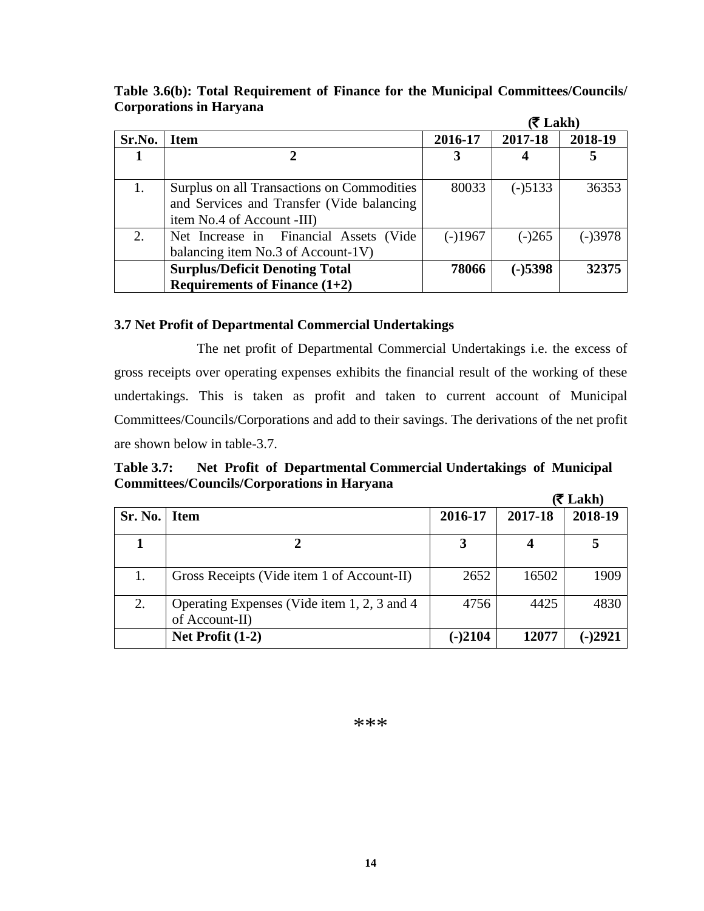**Table 3.6(b): Total Requirement of Finance for the Municipal Committees/Councils/ Corporations in Haryana**

(₹ Lakh)

| Sr.No. | Item | 2016-17 | 2017-18 | 2018-19 |
|---|---|---|---|---|
| **1** | **2** | **3** | **4** | **5** |
| 1. | Surplus on all Transactions on Commodities and Services and Transfer (Vide balancing item No.4 of Account -III) | 80033 | (-)5133 | 36353 |
| 2. | Net Increase in Financial Assets (Vide balancing item No.3 of Account-1V) | (-)1967 | (-)265 | (-)3978 |
| | **Surplus/Deficit Denoting Total Requirements of Finance (1+2)** | **78066** | **(-)5398** | **32375** |

### 3.7 Net Profit of Departmental Commercial Undertakings

The net profit of Departmental Commercial Undertakings i.e. the excess of gross receipts over operating expenses exhibits the financial result of the working of these undertakings. This is taken as profit and taken to current account of Municipal Committees/Councils/Corporations and add to their savings. The derivations of the net profit are shown below in table-3.7.

**Table 3.7: Net Profit of Departmental Commercial Undertakings of Municipal Committees/Councils/Corporations in Haryana**

(₹ Lakh)

| Sr. No. | Item | 2016-17 | 2017-18 | 2018-19 |
|---|---|---|---|---|
| **1** | **2** | **3** | **4** | **5** |
| 1. | Gross Receipts (Vide item 1 of Account-II) | 2652 | 16502 | 1909 |
| 2. | Operating Expenses (Vide item 1, 2, 3 and 4 of Account-II) | 4756 | 4425 | 4830 |
| | **Net Profit (1-2)** | **(-)2104** | **12077** | **(-)2921** |

***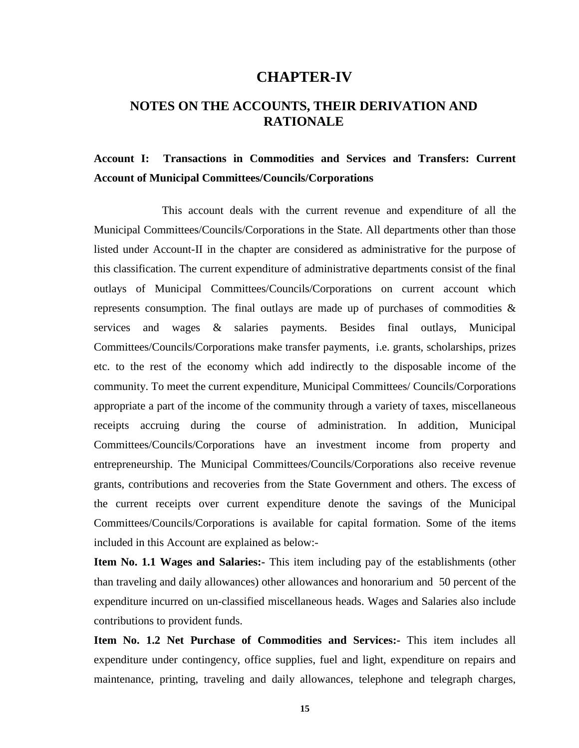# CHAPTER-IV

## NOTES ON THE ACCOUNTS, THEIR DERIVATION AND RATIONALE

### Account I: Transactions in Commodities and Services and Transfers: Current Account of Municipal Committees/Councils/Corporations

This account deals with the current revenue and expenditure of all the Municipal Committees/Councils/Corporations in the State. All departments other than those listed under Account-II in the chapter are considered as administrative for the purpose of this classification. The current expenditure of administrative departments consist of the final outlays of Municipal Committees/Councils/Corporations on current account which represents consumption. The final outlays are made up of purchases of commodities & services and wages & salaries payments. Besides final outlays, Municipal Committees/Councils/Corporations make transfer payments, i.e. grants, scholarships, prizes etc. to the rest of the economy which add indirectly to the disposable income of the community. To meet the current expenditure, Municipal Committees/ Councils/Corporations appropriate a part of the income of the community through a variety of taxes, miscellaneous receipts accruing during the course of administration. In addition, Municipal Committees/Councils/Corporations have an investment income from property and entrepreneurship. The Municipal Committees/Councils/Corporations also receive revenue grants, contributions and recoveries from the State Government and others. The excess of the current receipts over current expenditure denote the savings of the Municipal Committees/Councils/Corporations is available for capital formation. Some of the items included in this Account are explained as below:-

**Item No. 1.1 Wages and Salaries:-** This item including pay of the establishments (other than traveling and daily allowances) other allowances and honorarium and 50 percent of the expenditure incurred on un-classified miscellaneous heads. Wages and Salaries also include contributions to provident funds.

**Item No. 1.2 Net Purchase of Commodities and Services:-** This item includes all expenditure under contingency, office supplies, fuel and light, expenditure on repairs and maintenance, printing, traveling and daily allowances, telephone and telegraph charges,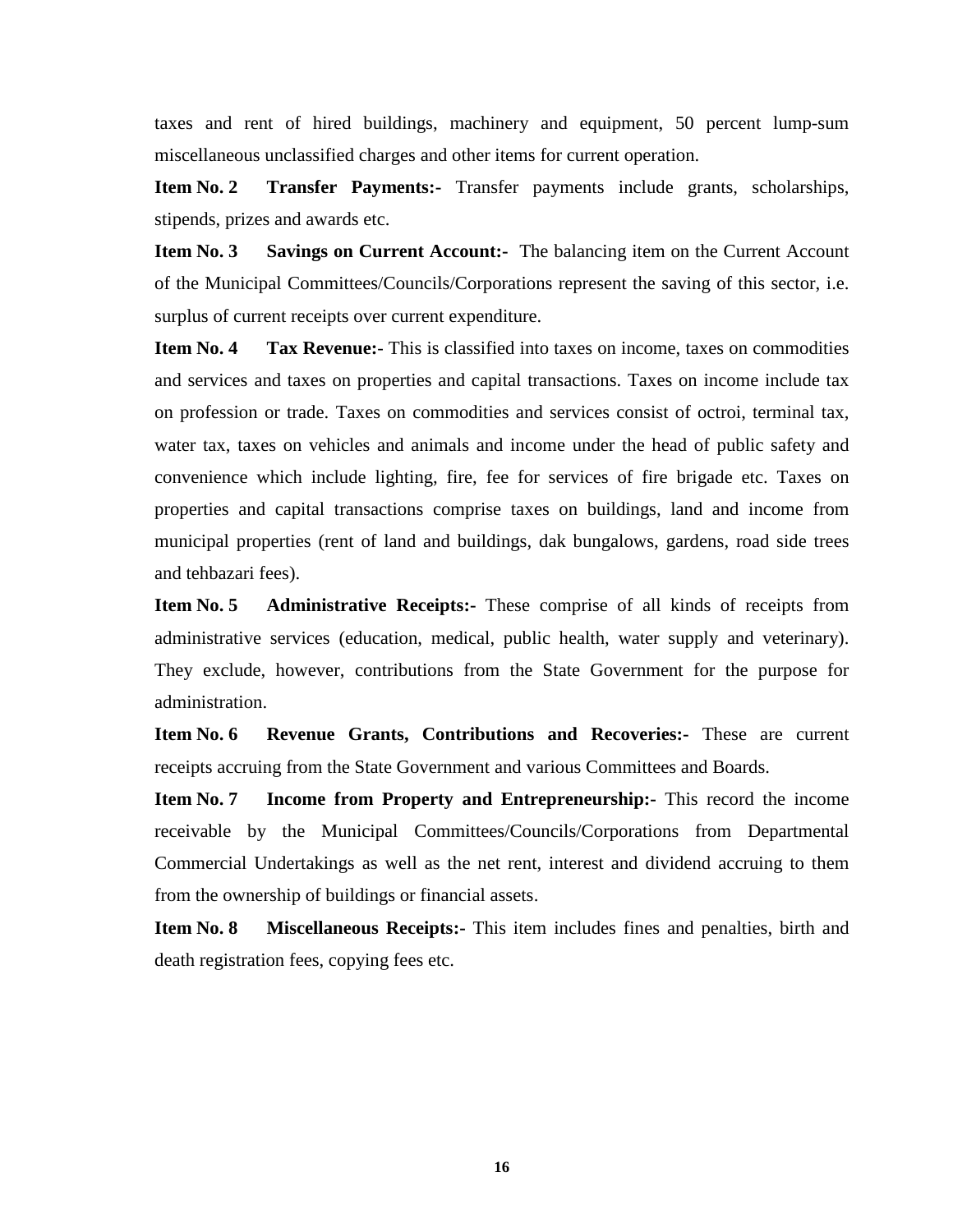taxes and rent of hired buildings, machinery and equipment, 50 percent lump-sum miscellaneous unclassified charges and other items for current operation.

**Item No. 2 Transfer Payments:-** Transfer payments include grants, scholarships, stipends, prizes and awards etc.

**Item No. 3 Savings on Current Account:-** The balancing item on the Current Account of the Municipal Committees/Councils/Corporations represent the saving of this sector, i.e. surplus of current receipts over current expenditure.

**Item No. 4 Tax Revenue:-** This is classified into taxes on income, taxes on commodities and services and taxes on properties and capital transactions. Taxes on income include tax on profession or trade. Taxes on commodities and services consist of octroi, terminal tax, water tax, taxes on vehicles and animals and income under the head of public safety and convenience which include lighting, fire, fee for services of fire brigade etc. Taxes on properties and capital transactions comprise taxes on buildings, land and income from municipal properties (rent of land and buildings, dak bungalows, gardens, road side trees and tehbazari fees).

**Item No. 5 Administrative Receipts:-** These comprise of all kinds of receipts from administrative services (education, medical, public health, water supply and veterinary). They exclude, however, contributions from the State Government for the purpose for administration.

**Item No. 6 Revenue Grants, Contributions and Recoveries:-** These are current receipts accruing from the State Government and various Committees and Boards.

**Item No. 7 Income from Property and Entrepreneurship:-** This record the income receivable by the Municipal Committees/Councils/Corporations from Departmental Commercial Undertakings as well as the net rent, interest and dividend accruing to them from the ownership of buildings or financial assets.

**Item No. 8 Miscellaneous Receipts:-** This item includes fines and penalties, birth and death registration fees, copying fees etc.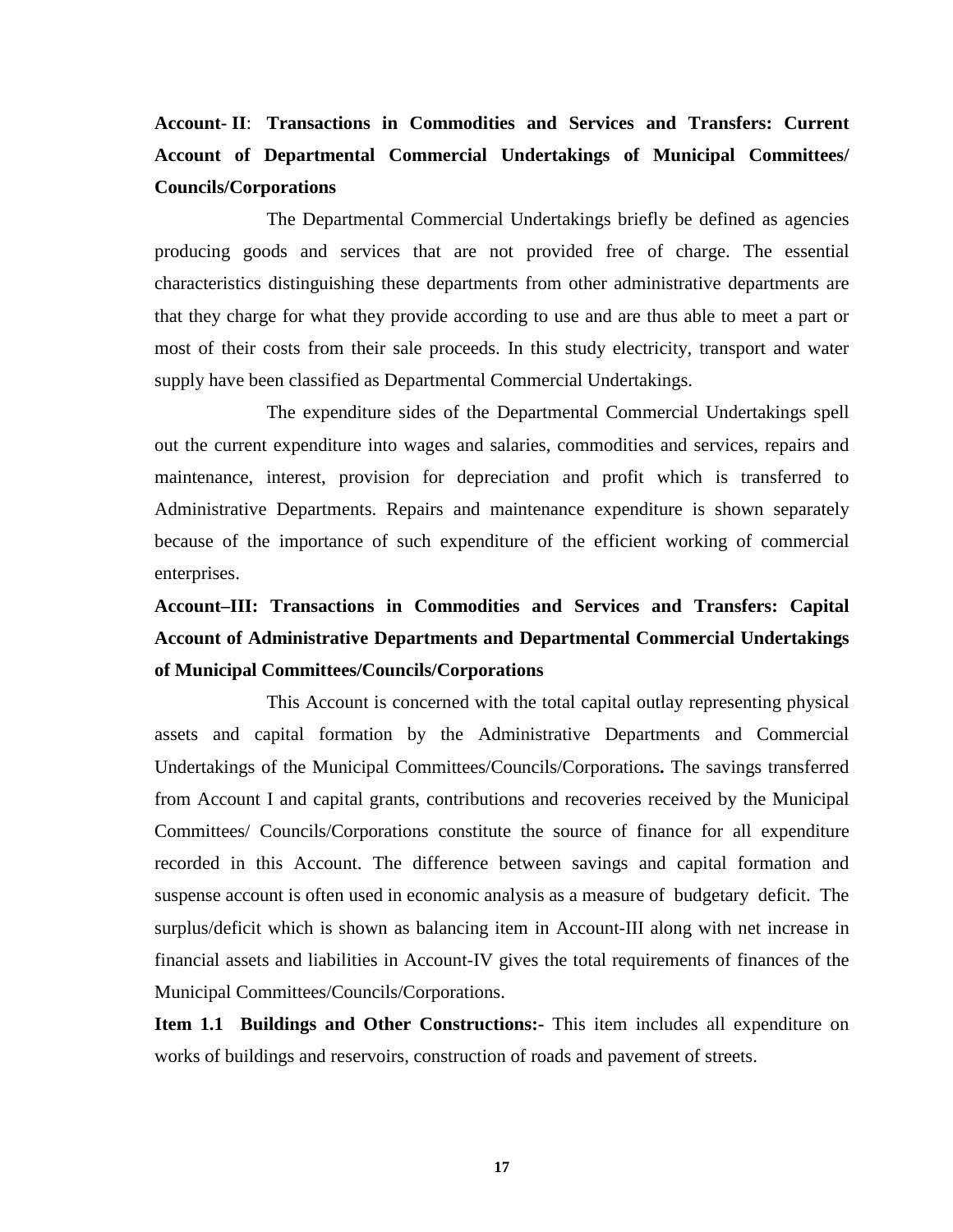**Account- II**: **Transactions in Commodities and Services and Transfers: Current Account of Departmental Commercial Undertakings of Municipal Committees/ Councils/Corporations**

The Departmental Commercial Undertakings briefly be defined as agencies producing goods and services that are not provided free of charge. The essential characteristics distinguishing these departments from other administrative departments are that they charge for what they provide according to use and are thus able to meet a part or most of their costs from their sale proceeds. In this study electricity, transport and water supply have been classified as Departmental Commercial Undertakings.

The expenditure sides of the Departmental Commercial Undertakings spell out the current expenditure into wages and salaries, commodities and services, repairs and maintenance, interest, provision for depreciation and profit which is transferred to Administrative Departments. Repairs and maintenance expenditure is shown separately because of the importance of such expenditure of the efficient working of commercial enterprises.

**Account–III: Transactions in Commodities and Services and Transfers: Capital Account of Administrative Departments and Departmental Commercial Undertakings of Municipal Committees/Councils/Corporations**

This Account is concerned with the total capital outlay representing physical assets and capital formation by the Administrative Departments and Commercial Undertakings of the Municipal Committees/Councils/Corporations**.** The savings transferred from Account I and capital grants, contributions and recoveries received by the Municipal Committees/ Councils/Corporations constitute the source of finance for all expenditure recorded in this Account. The difference between savings and capital formation and suspense account is often used in economic analysis as a measure of budgetary deficit. The surplus/deficit which is shown as balancing item in Account-III along with net increase in financial assets and liabilities in Account-IV gives the total requirements of finances of the Municipal Committees/Councils/Corporations.

**Item 1.1 Buildings and Other Constructions:-** This item includes all expenditure on works of buildings and reservoirs, construction of roads and pavement of streets.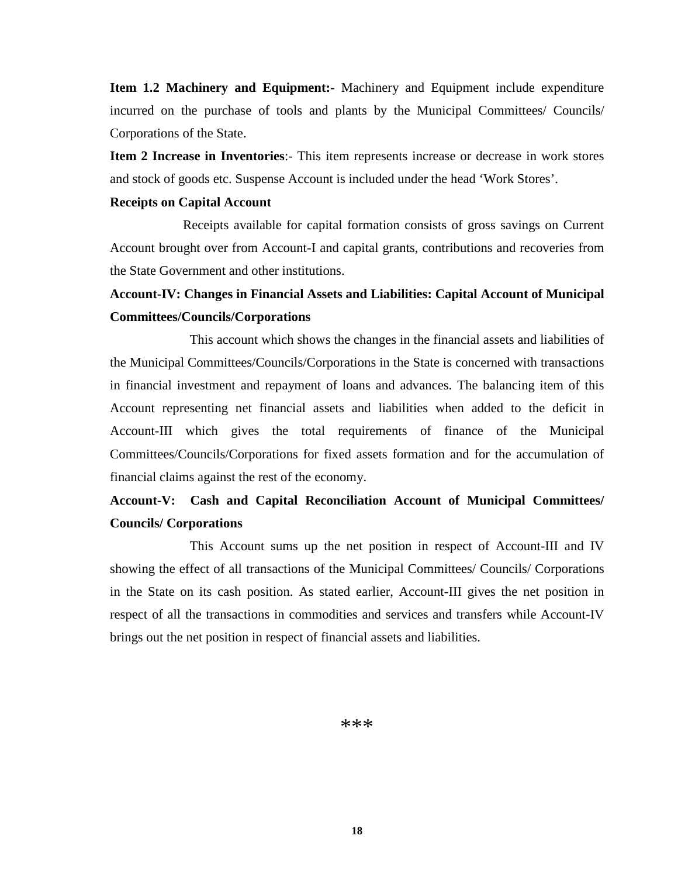**Item 1.2 Machinery and Equipment:-** Machinery and Equipment include expenditure incurred on the purchase of tools and plants by the Municipal Committees/ Councils/ Corporations of the State.

**Item 2 Increase in Inventories**:- This item represents increase or decrease in work stores and stock of goods etc. Suspense Account is included under the head 'Work Stores'.

**Receipts on Capital Account**

Receipts available for capital formation consists of gross savings on Current Account brought over from Account-I and capital grants, contributions and recoveries from the State Government and other institutions.

**Account-IV: Changes in Financial Assets and Liabilities: Capital Account of Municipal Committees/Councils/Corporations**

This account which shows the changes in the financial assets and liabilities of the Municipal Committees/Councils/Corporations in the State is concerned with transactions in financial investment and repayment of loans and advances. The balancing item of this Account representing net financial assets and liabilities when added to the deficit in Account-III which gives the total requirements of finance of the Municipal Committees/Councils/Corporations for fixed assets formation and for the accumulation of financial claims against the rest of the economy.

**Account-V: Cash and Capital Reconciliation Account of Municipal Committees/ Councils/ Corporations**

This Account sums up the net position in respect of Account-III and IV showing the effect of all transactions of the Municipal Committees/ Councils/ Corporations in the State on its cash position. As stated earlier, Account-III gives the net position in respect of all the transactions in commodities and services and transfers while Account-IV brings out the net position in respect of financial assets and liabilities.

***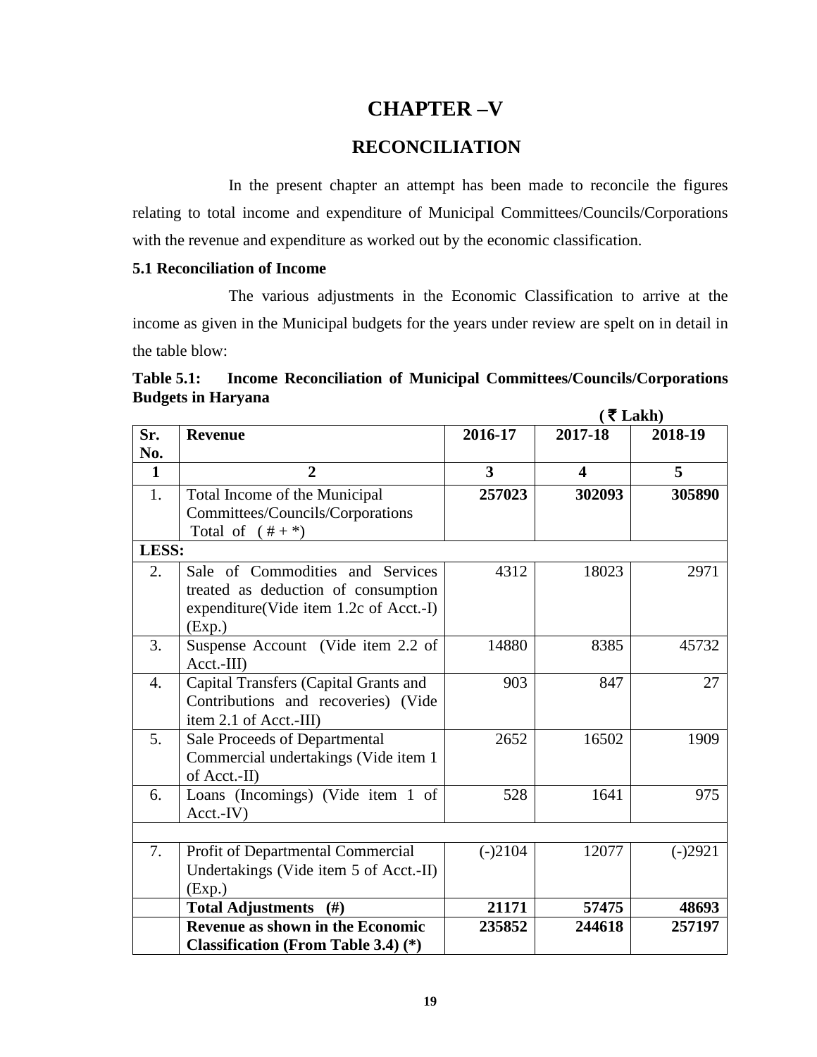# CHAPTER –V

## RECONCILIATION

In the present chapter an attempt has been made to reconcile the figures relating to total income and expenditure of Municipal Committees/Councils/Corporations with the revenue and expenditure as worked out by the economic classification.

### 5.1 Reconciliation of Income

The various adjustments in the Economic Classification to arrive at the income as given in the Municipal budgets for the years under review are spelt on in detail in the table blow:

**Table 5.1: Income Reconciliation of Municipal Committees/Councils/Corporations Budgets in Haryana**

(₹ Lakh)

| Sr. No. | Revenue | 2016-17 | 2017-18 | 2018-19 |
|---|---|---|---|---|
| **1** | **2** | **3** | **4** | **5** |
| 1. | Total Income of the Municipal Committees/Councils/Corporations Total of ( # + *) | **257023** | **302093** | **305890** |
| **LESS:** | | | | |
| 2. | Sale of Commodities and Services treated as deduction of consumption expenditure(Vide item 1.2c of Acct.-I) (Exp.) | 4312 | 18023 | 2971 |
| 3. | Suspense Account (Vide item 2.2 of Acct.-III) | 14880 | 8385 | 45732 |
| 4. | Capital Transfers (Capital Grants and Contributions and recoveries) (Vide item 2.1 of Acct.-III) | 903 | 847 | 27 |
| 5. | Sale Proceeds of Departmental Commercial undertakings (Vide item 1 of Acct.-II) | 2652 | 16502 | 1909 |
| 6. | Loans (Incomings) (Vide item 1 of Acct.-IV) | 528 | 1641 | 975 |
| | | | | |
| 7. | Profit of Departmental Commercial Undertakings (Vide item 5 of Acct.-II) (Exp.) | (-)2104 | 12077 | (-)2921 |
| | **Total Adjustments (#)** | **21171** | **57475** | **48693** |
| | **Revenue as shown in the Economic Classification (From Table 3.4) (*)** | **235852** | **244618** | **257197** |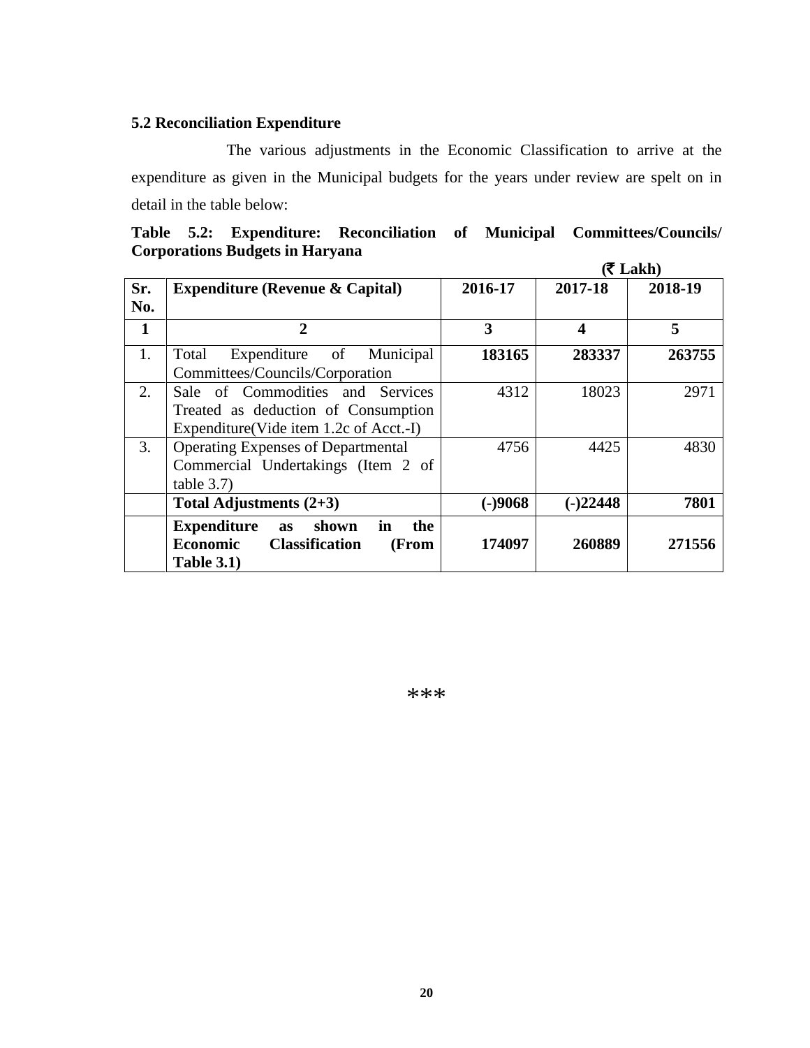### 5.2 Reconciliation Expenditure

The various adjustments in the Economic Classification to arrive at the expenditure as given in the Municipal budgets for the years under review are spelt on in detail in the table below:

**Table 5.2: Expenditure: Reconciliation of Municipal Committees/Councils/ Corporations Budgets in Haryana**

**(₹ Lakh)**

| Sr. No. | Expenditure (Revenue & Capital) | 2016-17 | 2017-18 | 2018-19 |
|---|---|---|---|---|
| **1** | **2** | **3** | **4** | **5** |
| 1. | Total Expenditure of Municipal Committees/Councils/Corporation | **183165** | **283337** | **263755** |
| 2. | Sale of Commodities and Services Treated as deduction of Consumption Expenditure(Vide item 1.2c of Acct.-I) | 4312 | 18023 | 2971 |
| 3. | Operating Expenses of Departmental Commercial Undertakings (Item 2 of table 3.7) | 4756 | 4425 | 4830 |
| | **Total Adjustments (2+3)** | **(-)9068** | **(-)22448** | **7801** |
| | **Expenditure as shown in the Economic Classification (From Table 3.1)** | **174097** | **260889** | **271556** |

***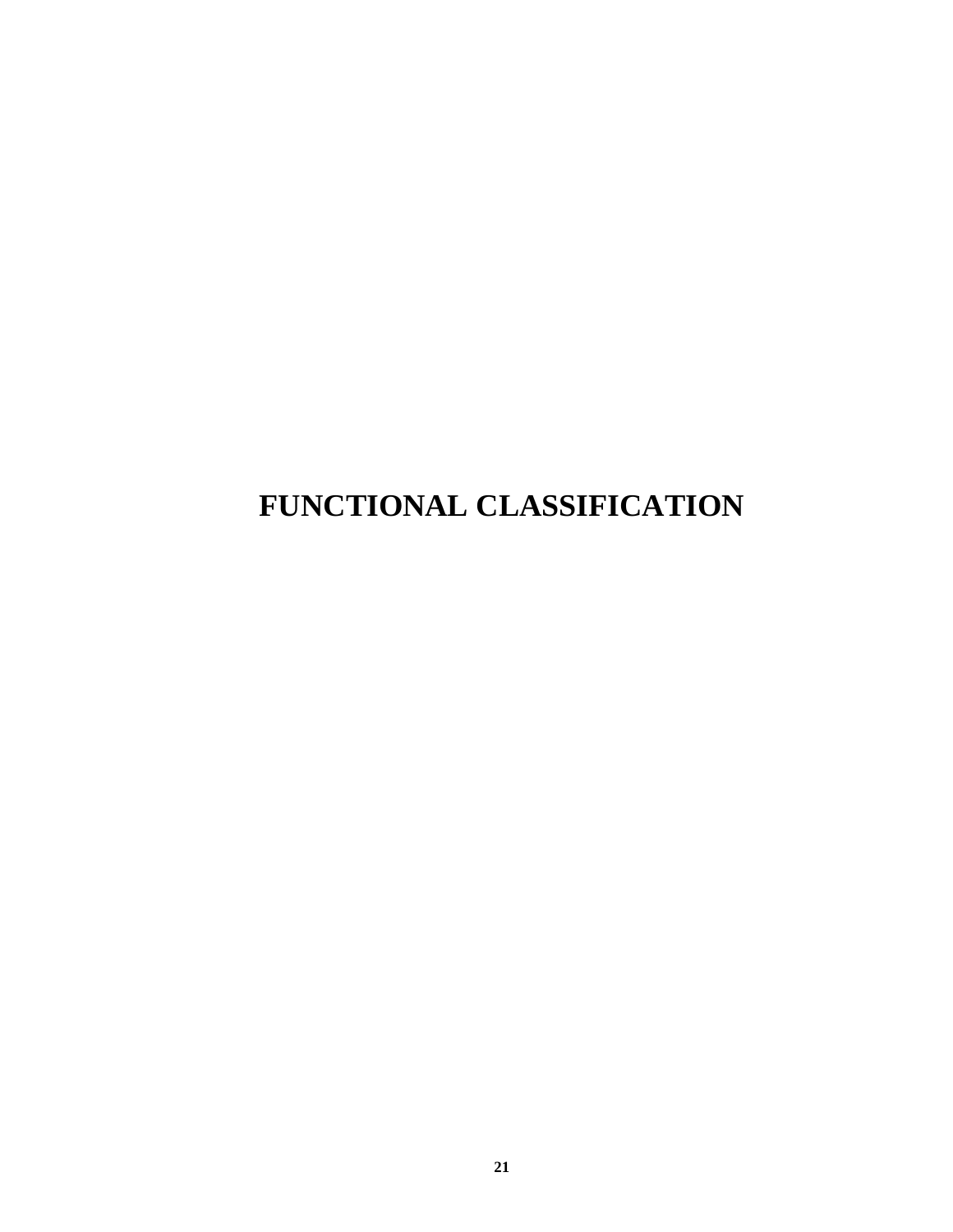# FUNCTIONAL CLASSIFICATION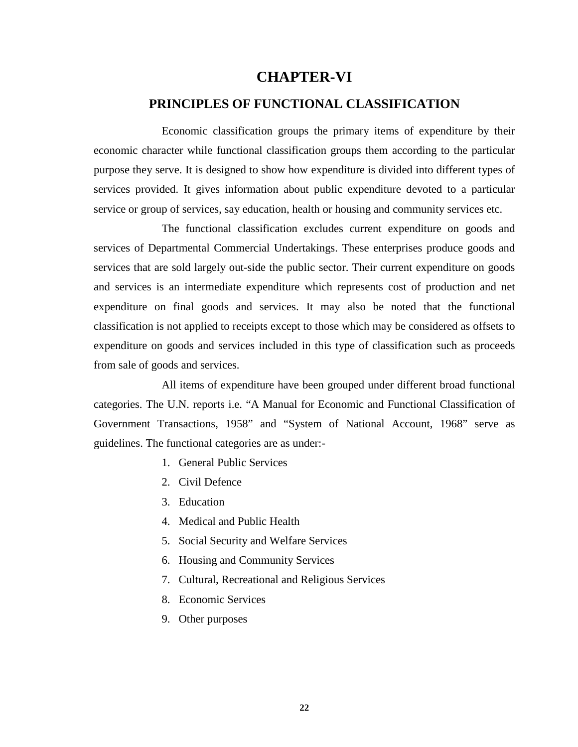# CHAPTER-VI

## PRINCIPLES OF FUNCTIONAL CLASSIFICATION

Economic classification groups the primary items of expenditure by their economic character while functional classification groups them according to the particular purpose they serve. It is designed to show how expenditure is divided into different types of services provided. It gives information about public expenditure devoted to a particular service or group of services, say education, health or housing and community services etc.

The functional classification excludes current expenditure on goods and services of Departmental Commercial Undertakings. These enterprises produce goods and services that are sold largely out-side the public sector. Their current expenditure on goods and services is an intermediate expenditure which represents cost of production and net expenditure on final goods and services. It may also be noted that the functional classification is not applied to receipts except to those which may be considered as offsets to expenditure on goods and services included in this type of classification such as proceeds from sale of goods and services.

All items of expenditure have been grouped under different broad functional categories. The U.N. reports i.e. "A Manual for Economic and Functional Classification of Government Transactions, 1958" and "System of National Account, 1968" serve as guidelines. The functional categories are as under:-

1. General Public Services
2. Civil Defence
3. Education
4. Medical and Public Health
5. Social Security and Welfare Services
6. Housing and Community Services
7. Cultural, Recreational and Religious Services
8. Economic Services
9. Other purposes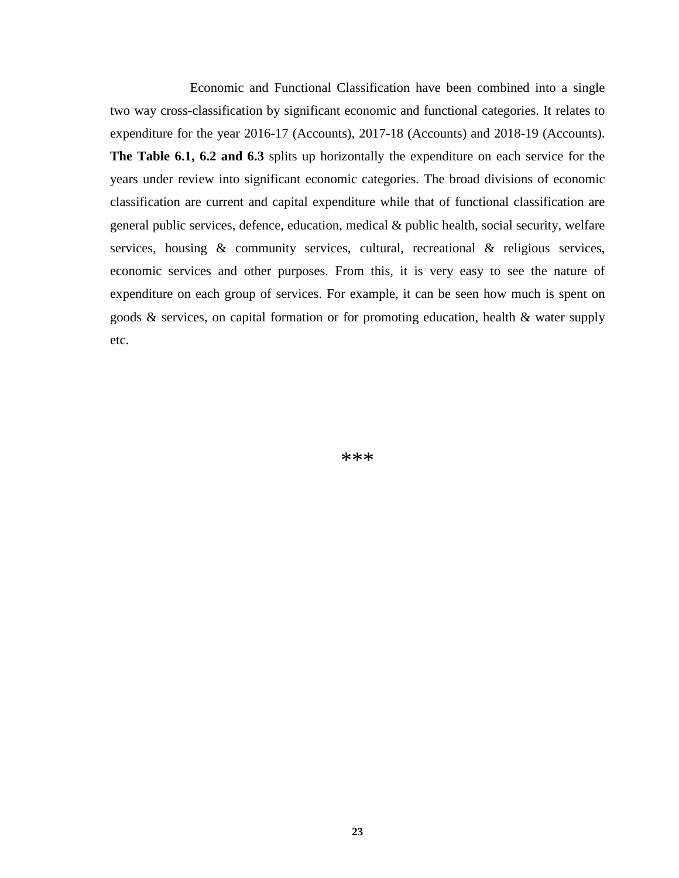Economic and Functional Classification have been combined into a single two way cross-classification by significant economic and functional categories. It relates to expenditure for the year 2016-17 (Accounts), 2017-18 (Accounts) and 2018-19 (Accounts). **The Table 6.1, 6.2 and 6.3** splits up horizontally the expenditure on each service for the years under review into significant economic categories. The broad divisions of economic classification are current and capital expenditure while that of functional classification are general public services, defence, education, medical & public health, social security, welfare services, housing & community services, cultural, recreational & religious services, economic services and other purposes. From this, it is very easy to see the nature of expenditure on each group of services. For example, it can be seen how much is spent on goods & services, on capital formation or for promoting education, health & water supply etc.

***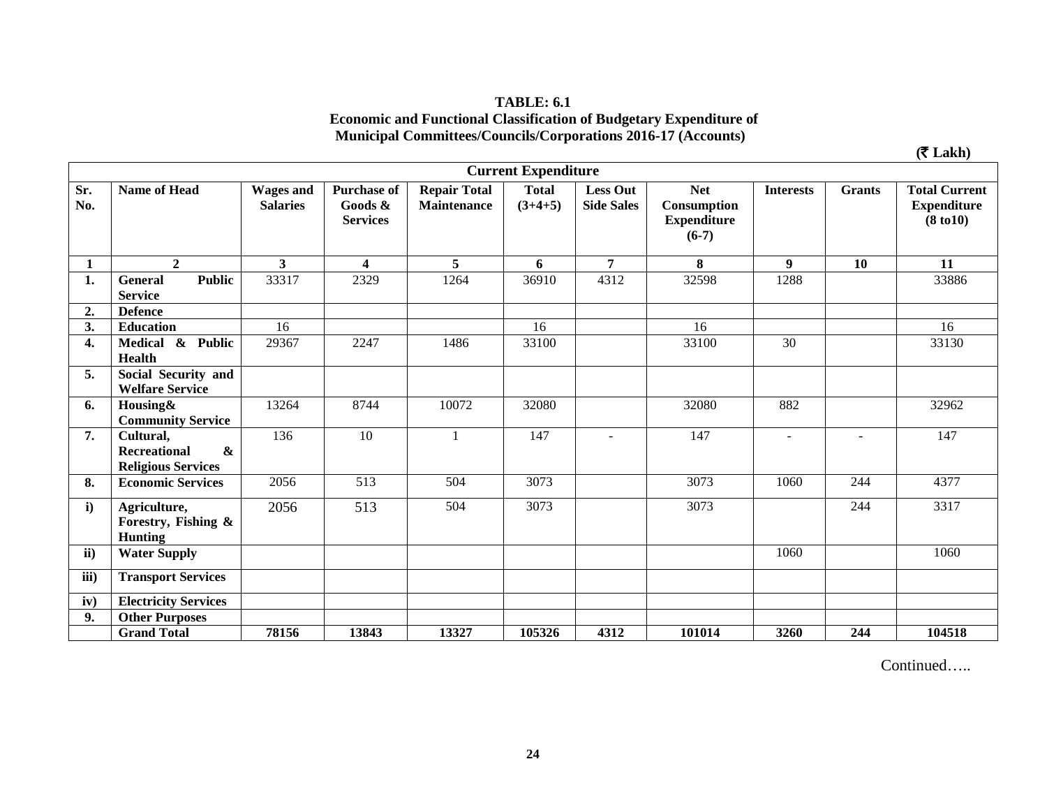**TABLE: 6.1**

**Economic and Functional Classification of Budgetary Expenditure of Municipal Committees/Councils/Corporations 2016-17 (Accounts)**

**(₹ Lakh)**

| Current Expenditure | | | | | | | | | | |
|---|---|---|---|---|---|---|---|---|---|---|
| **Sr. No.** | **Name of Head** | **Wages and Salaries** | **Purchase of Goods & Services** | **Repair Total Maintenance** | **Total (3+4+5)** | **Less Out Side Sales** | **Net Consumption Expenditure (6-7)** | **Interests** | **Grants** | **Total Current Expenditure (8 to10)** |
| **1** | **2** | **3** | **4** | **5** | **6** | **7** | **8** | **9** | **10** | **11** |
| **1.** | **General Public Service** | 33317 | 2329 | 1264 | 36910 | 4312 | 32598 | 1288 | | 33886 |
| **2.** | **Defence** | | | | | | | | | |
| **3.** | **Education** | 16 | | | 16 | | 16 | | | 16 |
| **4.** | **Medical & Public Health** | 29367 | 2247 | 1486 | 33100 | | 33100 | 30 | | 33130 |
| **5.** | **Social Security and Welfare Service** | | | | | | | | | |
| **6.** | **Housing& Community Service** | 13264 | 8744 | 10072 | 32080 | | 32080 | 882 | | 32962 |
| **7.** | **Cultural, Recreational & Religious Services** | 136 | 10 | 1 | 147 | - | 147 | - | - | 147 |
| **8.** | **Economic Services** | 2056 | 513 | 504 | 3073 | | 3073 | 1060 | 244 | 4377 |
| **i)** | **Agriculture, Forestry, Fishing & Hunting** | 2056 | 513 | 504 | 3073 | | 3073 | | 244 | 3317 |
| **ii)** | **Water Supply** | | | | | | | 1060 | | 1060 |
| **iii)** | **Transport Services** | | | | | | | | | |
| **iv)** | **Electricity Services** | | | | | | | | | |
| **9.** | **Other Purposes** | | | | | | | | | |
| | **Grand Total** | **78156** | **13843** | **13327** | **105326** | **4312** | **101014** | **3260** | **244** | **104518** |

Continued…..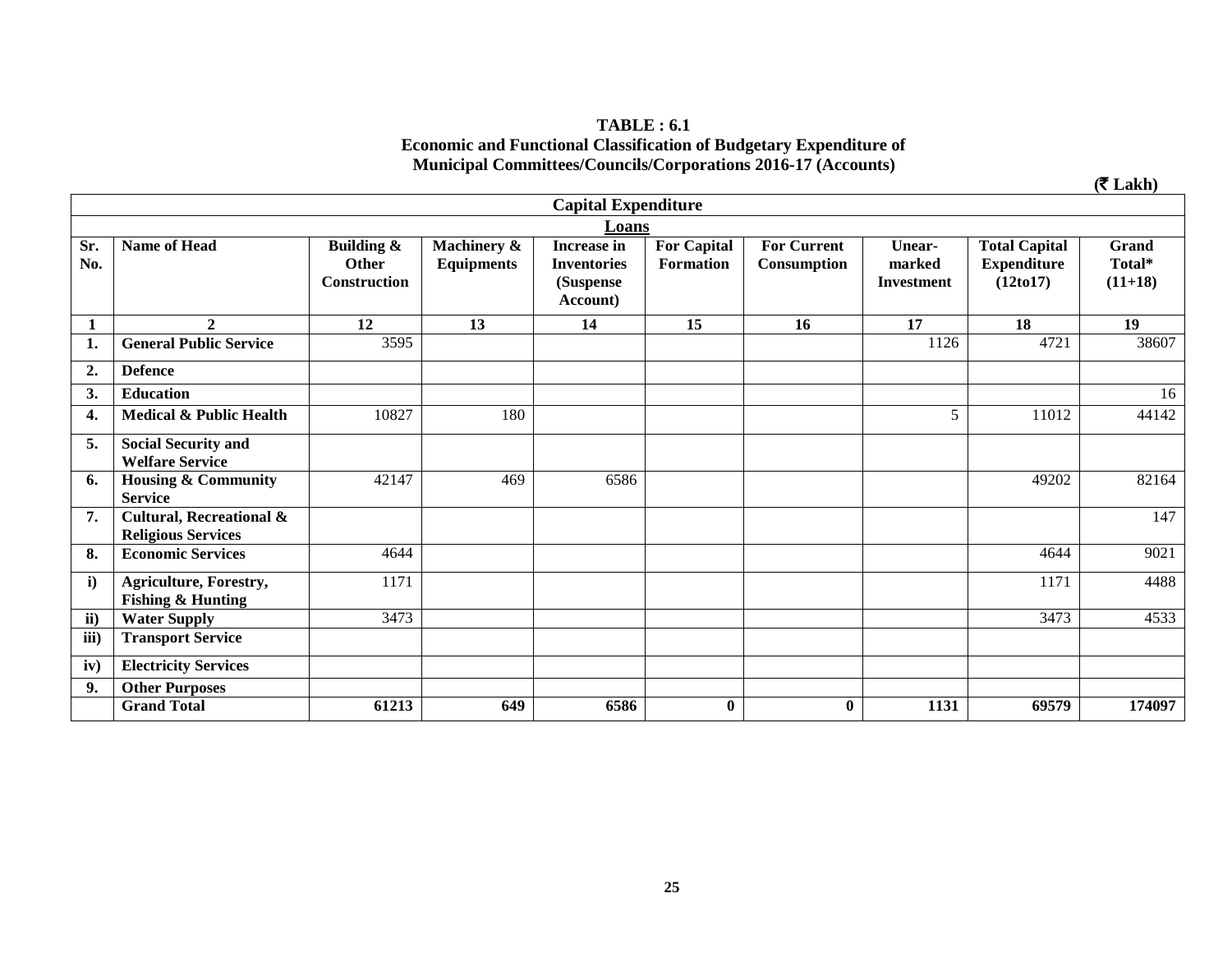**TABLE : 6.1**
**Economic and Functional Classification of Budgetary Expenditure of Municipal Committees/Councils/Corporations 2016-17 (Accounts)**

(₹ Lakh)

| Capital Expenditure | | | | | | | | | |
|---|---|---|---|---|---|---|---|---|---|
| | | Loans | | | | | | | |
| **Sr. No.** | **Name of Head** | **Building & Other Construction** | **Machinery & Equipments** | **Increase in Inventories (Suspense Account)** | **For Capital Formation** | **For Current Consumption** | **Unear-marked Investment** | **Total Capital Expenditure (12to17)** | **Grand Total* (11+18)** |
| **1** | **2** | **12** | **13** | **14** | **15** | **16** | **17** | **18** | **19** |
| **1.** | **General Public Service** | 3595 | | | | | 1126 | 4721 | 38607 |
| **2.** | **Defence** | | | | | | | | |
| **3.** | **Education** | | | | | | | | 16 |
| **4.** | **Medical & Public Health** | 10827 | 180 | | | | 5 | 11012 | 44142 |
| **5.** | **Social Security and Welfare Service** | | | | | | | | |
| **6.** | **Housing & Community Service** | 42147 | 469 | 6586 | | | | 49202 | 82164 |
| **7.** | **Cultural, Recreational & Religious Services** | | | | | | | | 147 |
| **8.** | **Economic Services** | 4644 | | | | | | 4644 | 9021 |
| **i)** | **Agriculture, Forestry, Fishing & Hunting** | 1171 | | | | | | 1171 | 4488 |
| **ii)** | **Water Supply** | 3473 | | | | | | 3473 | 4533 |
| **iii)** | **Transport Service** | | | | | | | | |
| **iv)** | **Electricity Services** | | | | | | | | |
| **9.** | **Other Purposes** | | | | | | | | |
| | **Grand Total** | **61213** | **649** | **6586** | **0** | **0** | **1131** | **69579** | **174097** |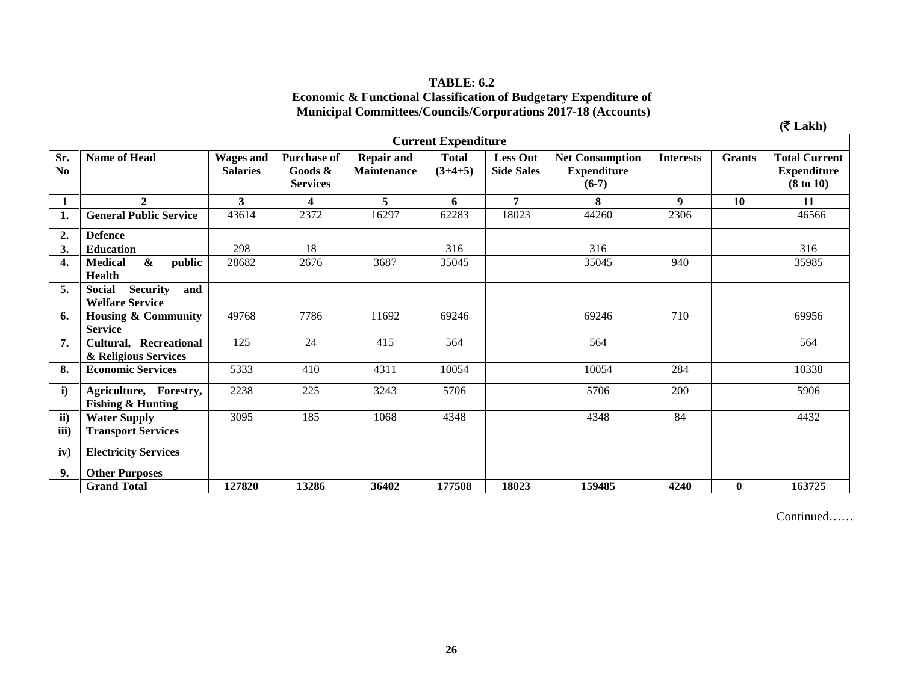**TABLE: 6.2**
**Economic & Functional Classification of Budgetary Expenditure of Municipal Committees/Councils/Corporations 2017-18 (Accounts)**

(₹ Lakh)

| Current Expenditure | | | | | | | | | | |
|---|---|---|---|---|---|---|---|---|---|---|
| Sr. No | Name of Head | Wages and Salaries | Purchase of Goods & Services | Repair and Maintenance | Total (3+4+5) | Less Out Side Sales | Net Consumption Expenditure (6-7) | Interests | Grants | Total Current Expenditure (8 to 10) |
| 1 | 2 | 3 | 4 | 5 | 6 | 7 | 8 | 9 | 10 | 11 |
| 1. | General Public Service | 43614 | 2372 | 16297 | 62283 | 18023 | 44260 | 2306 | | 46566 |
| 2. | Defence | | | | | | | | | |
| 3. | Education | 298 | 18 | | 316 | | 316 | | | 316 |
| 4. | Medical & public Health | 28682 | 2676 | 3687 | 35045 | | 35045 | 940 | | 35985 |
| 5. | Social Security and Welfare Service | | | | | | | | | |
| 6. | Housing & Community Service | 49768 | 7786 | 11692 | 69246 | | 69246 | 710 | | 69956 |
| 7. | Cultural, Recreational & Religious Services | 125 | 24 | 415 | 564 | | 564 | | | 564 |
| 8. | Economic Services | 5333 | 410 | 4311 | 10054 | | 10054 | 284 | | 10338 |
| i) | Agriculture, Forestry, Fishing & Hunting | 2238 | 225 | 3243 | 5706 | | 5706 | 200 | | 5906 |
| ii) | Water Supply | 3095 | 185 | 1068 | 4348 | | 4348 | 84 | | 4432 |
| iii) | Transport Services | | | | | | | | | |
| iv) | Electricity Services | | | | | | | | | |
| 9. | Other Purposes | | | | | | | | | |
| | **Grand Total** | **127820** | **13286** | **36402** | **177508** | **18023** | **159485** | **4240** | **0** | **163725** |

Continued……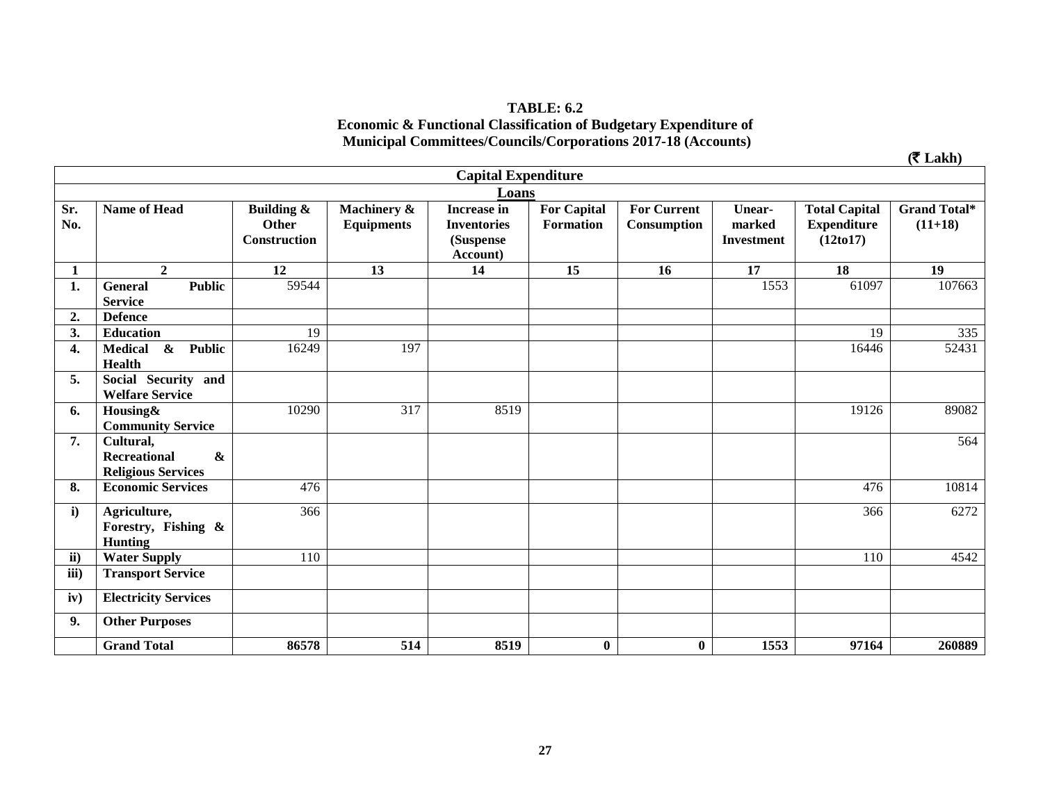**TABLE: 6.2**
**Economic & Functional Classification of Budgetary Expenditure of Municipal Committees/Councils/Corporations 2017-18 (Accounts)**

**(₹ Lakh)**

| Capital Expenditure | | | | | | | | | |
|---|---|---|---|---|---|---|---|---|---|
| | | | | Loans | | | | | |
| **Sr. No.** | **Name of Head** | **Building & Other Construction** | **Machinery & Equipments** | **Increase in Inventories (Suspense Account)** | **For Capital Formation** | **For Current Consumption** | **Unear-marked Investment** | **Total Capital Expenditure (12to17)** | **Grand Total* (11+18)** |
| **1** | **2** | **12** | **13** | **14** | **15** | **16** | **17** | **18** | **19** |
| **1.** | **General Public Service** | 59544 | | | | | 1553 | 61097 | 107663 |
| **2.** | **Defence** | | | | | | | | |
| **3.** | **Education** | 19 | | | | | | 19 | 335 |
| **4.** | **Medical & Public Health** | 16249 | 197 | | | | | 16446 | 52431 |
| **5.** | **Social Security and Welfare Service** | | | | | | | | |
| **6.** | **Housing& Community Service** | 10290 | 317 | 8519 | | | | 19126 | 89082 |
| **7.** | **Cultural, Recreational & Religious Services** | | | | | | | | 564 |
| **8.** | **Economic Services** | 476 | | | | | | 476 | 10814 |
| **i)** | **Agriculture, Forestry, Fishing & Hunting** | 366 | | | | | | 366 | 6272 |
| **ii)** | **Water Supply** | 110 | | | | | | 110 | 4542 |
| **iii)** | **Transport Service** | | | | | | | | |
| **iv)** | **Electricity Services** | | | | | | | | |
| **9.** | **Other Purposes** | | | | | | | | |
| | **Grand Total** | **86578** | **514** | **8519** | **0** | **0** | **1553** | **97164** | **260889** |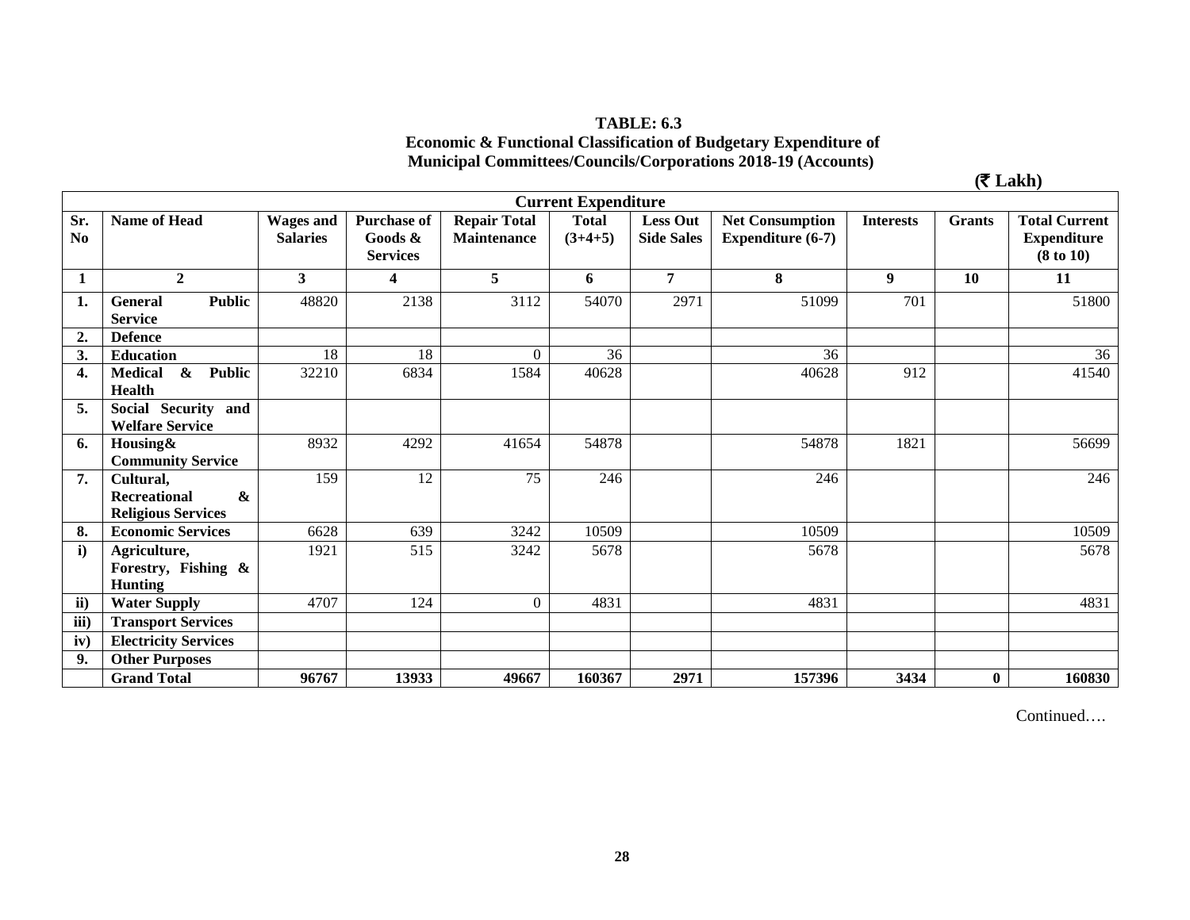**TABLE: 6.3**
**Economic & Functional Classification of Budgetary Expenditure of Municipal Committees/Councils/Corporations 2018-19 (Accounts)**

**(₹ Lakh)**

| Current Expenditure | | | | | | | | | | |
|---|---|---|---|---|---|---|---|---|---|---|
| **Sr. No** | **Name of Head** | **Wages and Salaries** | **Purchase of Goods & Services** | **Repair Total Maintenance** | **Total (3+4+5)** | **Less Out Side Sales** | **Net Consumption Expenditure (6-7)** | **Interests** | **Grants** | **Total Current Expenditure (8 to 10)** |
| **1** | **2** | **3** | **4** | **5** | **6** | **7** | **8** | **9** | **10** | **11** |
| **1.** | **General Public Service** | 48820 | 2138 | 3112 | 54070 | 2971 | 51099 | 701 | | 51800 |
| **2.** | **Defence** | | | | | | | | | |
| **3.** | **Education** | 18 | 18 | 0 | 36 | | 36 | | | 36 |
| **4.** | **Medical & Public Health** | 32210 | 6834 | 1584 | 40628 | | 40628 | 912 | | 41540 |
| **5.** | **Social Security and Welfare Service** | | | | | | | | | |
| **6.** | **Housing& Community Service** | 8932 | 4292 | 41654 | 54878 | | 54878 | 1821 | | 56699 |
| **7.** | **Cultural, Recreational & Religious Services** | 159 | 12 | 75 | 246 | | 246 | | | 246 |
| **8.** | **Economic Services** | 6628 | 639 | 3242 | 10509 | | 10509 | | | 10509 |
| **i)** | **Agriculture, Forestry, Fishing & Hunting** | 1921 | 515 | 3242 | 5678 | | 5678 | | | 5678 |
| **ii)** | **Water Supply** | 4707 | 124 | 0 | 4831 | | 4831 | | | 4831 |
| **iii)** | **Transport Services** | | | | | | | | | |
| **iv)** | **Electricity Services** | | | | | | | | | |
| **9.** | **Other Purposes** | | | | | | | | | |
| | **Grand Total** | **96767** | **13933** | **49667** | **160367** | **2971** | **157396** | **3434** | **0** | **160830** |

Continued….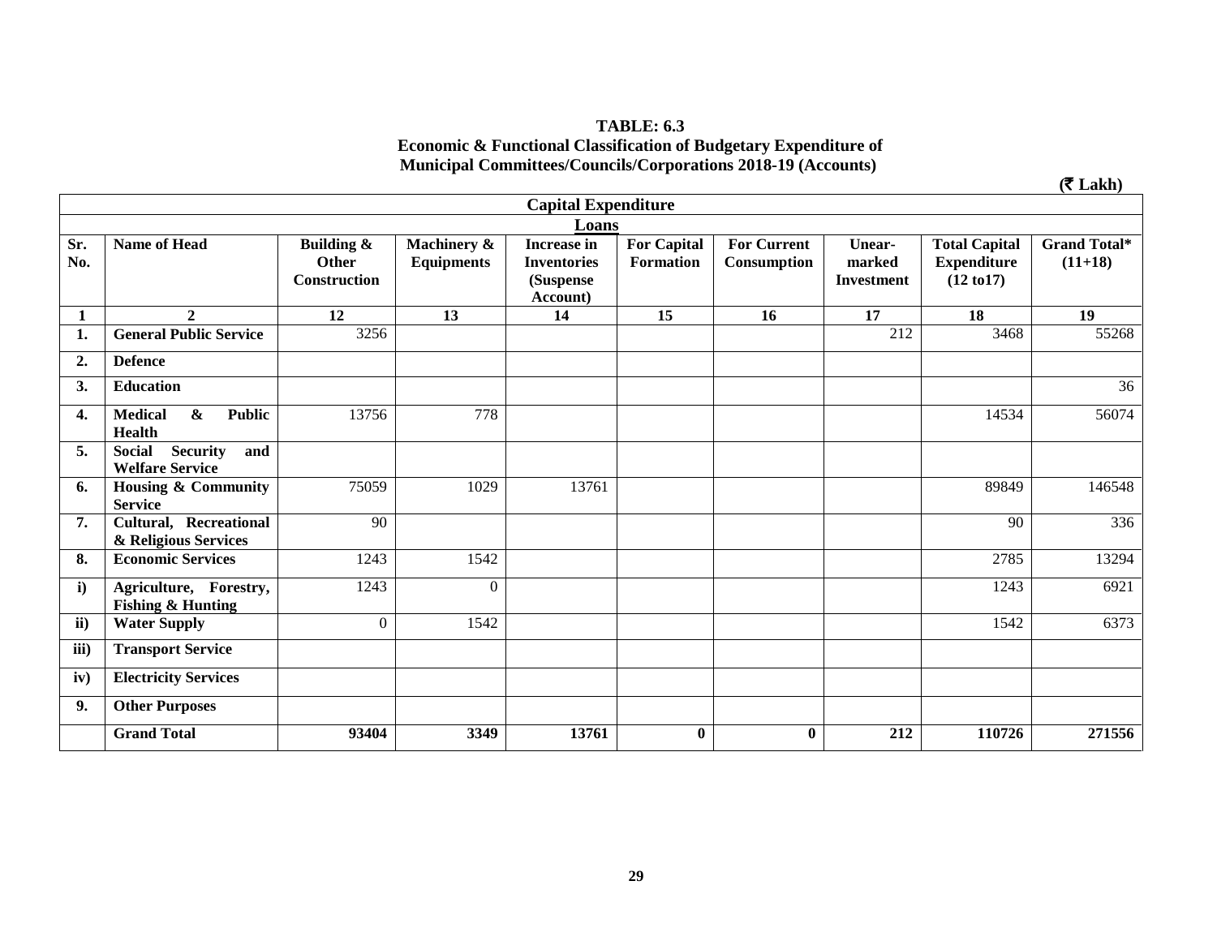**TABLE: 6.3**
**Economic & Functional Classification of Budgetary Expenditure of Municipal Committees/Councils/Corporations 2018-19 (Accounts)**

(₹ Lakh)

| Capital Expenditure | | | | | | | | | |
|---|---|---|---|---|---|---|---|---|---|
| | | Loans | | | | | | | |
| **Sr. No.** | **Name of Head** | **Building & Other Construction** | **Machinery & Equipments** | **Increase in Inventories (Suspense Account)** | **For Capital Formation** | **For Current Consumption** | **Unear-marked Investment** | **Total Capital Expenditure (12 to17)** | **Grand Total* (11+18)** |
| **1** | **2** | **12** | **13** | **14** | **15** | **16** | **17** | **18** | **19** |
| **1.** | **General Public Service** | 3256 | | | | | 212 | 3468 | 55268 |
| **2.** | **Defence** | | | | | | | | |
| **3.** | **Education** | | | | | | | | 36 |
| **4.** | **Medical & Public Health** | 13756 | 778 | | | | | 14534 | 56074 |
| **5.** | **Social Security and Welfare Service** | | | | | | | | |
| **6.** | **Housing & Community Service** | 75059 | 1029 | 13761 | | | | 89849 | 146548 |
| **7.** | **Cultural, Recreational & Religious Services** | 90 | | | | | | 90 | 336 |
| **8.** | **Economic Services** | 1243 | 1542 | | | | | 2785 | 13294 |
| **i)** | **Agriculture, Forestry, Fishing & Hunting** | 1243 | 0 | | | | | 1243 | 6921 |
| **ii)** | **Water Supply** | 0 | 1542 | | | | | 1542 | 6373 |
| **iii)** | **Transport Service** | | | | | | | | |
| **iv)** | **Electricity Services** | | | | | | | | |
| **9.** | **Other Purposes** | | | | | | | | |
| | **Grand Total** | **93404** | **3349** | **13761** | **0** | **0** | **212** | **110726** | **271556** |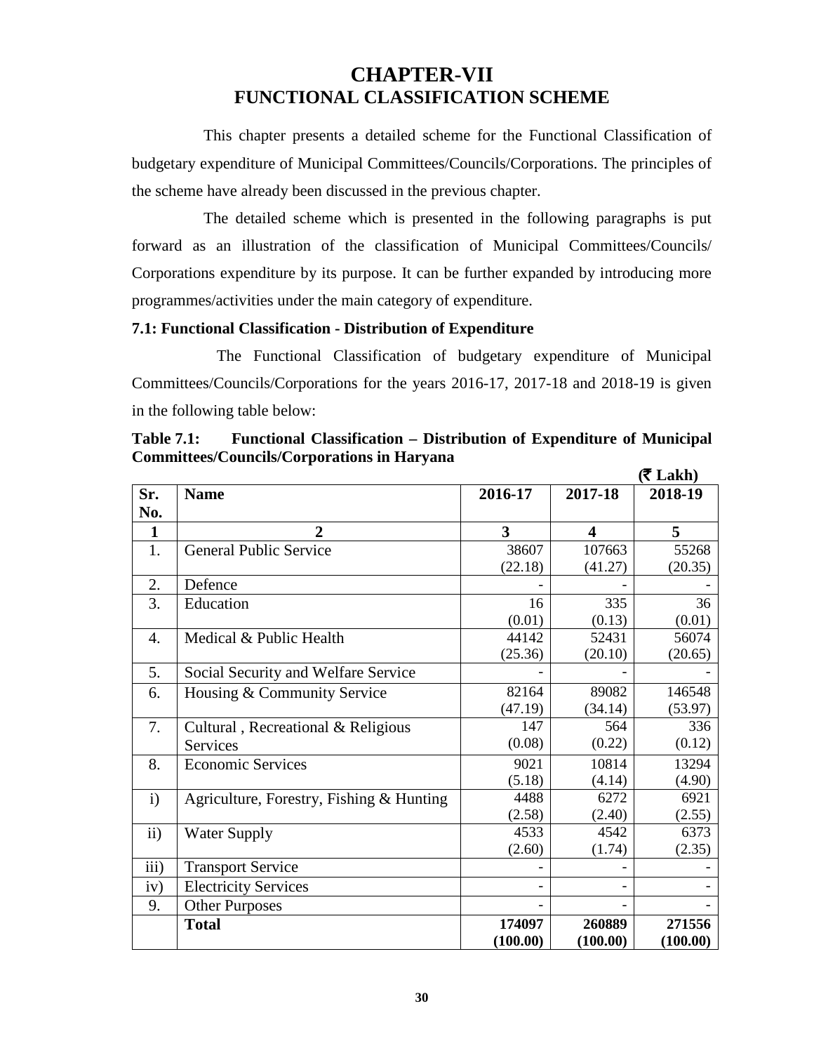# CHAPTER-VII
# FUNCTIONAL CLASSIFICATION SCHEME

This chapter presents a detailed scheme for the Functional Classification of budgetary expenditure of Municipal Committees/Councils/Corporations. The principles of the scheme have already been discussed in the previous chapter.

The detailed scheme which is presented in the following paragraphs is put forward as an illustration of the classification of Municipal Committees/Councils/ Corporations expenditure by its purpose. It can be further expanded by introducing more programmes/activities under the main category of expenditure.

### 7.1: Functional Classification - Distribution of Expenditure

The Functional Classification of budgetary expenditure of Municipal Committees/Councils/Corporations for the years 2016-17, 2017-18 and 2018-19 is given in the following table below:

**Table 7.1: Functional Classification – Distribution of Expenditure of Municipal Committees/Councils/Corporations in Haryana**

(₹ Lakh)

| Sr. No. | Name | 2016-17 | 2017-18 | 2018-19 |
|---|---|---|---|---|
| **1** | **2** | **3** | **4** | **5** |
| 1. | General Public Service | 38607 (22.18) | 107663 (41.27) | 55268 (20.35) |
| 2. | Defence | - | - | - |
| 3. | Education | 16 (0.01) | 335 (0.13) | 36 (0.01) |
| 4. | Medical & Public Health | 44142 (25.36) | 52431 (20.10) | 56074 (20.65) |
| 5. | Social Security and Welfare Service | - | - | - |
| 6. | Housing & Community Service | 82164 (47.19) | 89082 (34.14) | 146548 (53.97) |
| 7. | Cultural , Recreational & Religious Services | 147 (0.08) | 564 (0.22) | 336 (0.12) |
| 8. | Economic Services | 9021 (5.18) | 10814 (4.14) | 13294 (4.90) |
| i) | Agriculture, Forestry, Fishing & Hunting | 4488 (2.58) | 6272 (2.40) | 6921 (2.55) |
| ii) | Water Supply | 4533 (2.60) | 4542 (1.74) | 6373 (2.35) |
| iii) | Transport Service | - | - | - |
| iv) | Electricity Services | - | - | - |
| 9. | Other Purposes | - | - | - |
| | **Total** | **174097 (100.00)** | **260889 (100.00)** | **271556 (100.00)** |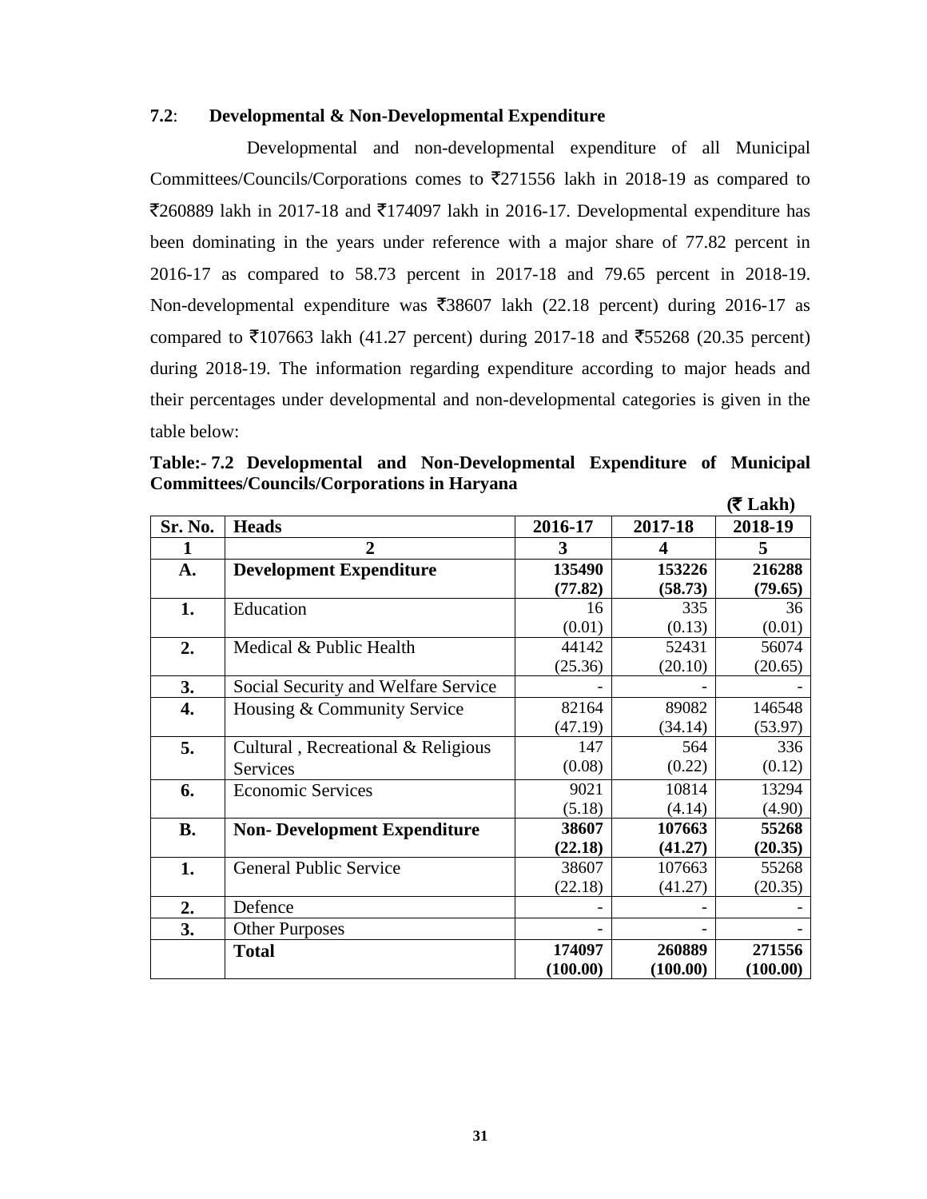## 7.2: Developmental & Non-Developmental Expenditure

Developmental and non-developmental expenditure of all Municipal Committees/Councils/Corporations comes to ₹271556 lakh in 2018-19 as compared to ₹260889 lakh in 2017-18 and ₹174097 lakh in 2016-17. Developmental expenditure has been dominating in the years under reference with a major share of 77.82 percent in 2016-17 as compared to 58.73 percent in 2017-18 and 79.65 percent in 2018-19. Non-developmental expenditure was ₹38607 lakh (22.18 percent) during 2016-17 as compared to ₹107663 lakh (41.27 percent) during 2017-18 and ₹55268 (20.35 percent) during 2018-19. The information regarding expenditure according to major heads and their percentages under developmental and non-developmental categories is given in the table below:

**Table:- 7.2 Developmental and Non-Developmental Expenditure of Municipal Committees/Councils/Corporations in Haryana**

**(₹ Lakh)**

| Sr. No. | Heads | 2016-17 | 2017-18 | 2018-19 |
|---|---|---|---|---|
| **1** | **2** | **3** | **4** | **5** |
| **A.** | **Development Expenditure** | **135490 (77.82)** | **153226 (58.73)** | **216288 (79.65)** |
| **1.** | Education | 16 (0.01) | 335 (0.13) | 36 (0.01) |
| **2.** | Medical & Public Health | 44142 (25.36) | 52431 (20.10) | 56074 (20.65) |
| **3.** | Social Security and Welfare Service | - | - | - |
| **4.** | Housing & Community Service | 82164 (47.19) | 89082 (34.14) | 146548 (53.97) |
| **5.** | Cultural , Recreational & Religious Services | 147 (0.08) | 564 (0.22) | 336 (0.12) |
| **6.** | Economic Services | 9021 (5.18) | 10814 (4.14) | 13294 (4.90) |
| **B.** | **Non- Development Expenditure** | **38607 (22.18)** | **107663 (41.27)** | **55268 (20.35)** |
| **1.** | General Public Service | 38607 (22.18) | 107663 (41.27) | 55268 (20.35) |
| **2.** | Defence | - | - | - |
| **3.** | Other Purposes | - | - | - |
| | **Total** | **174097 (100.00)** | **260889 (100.00)** | **271556 (100.00)** |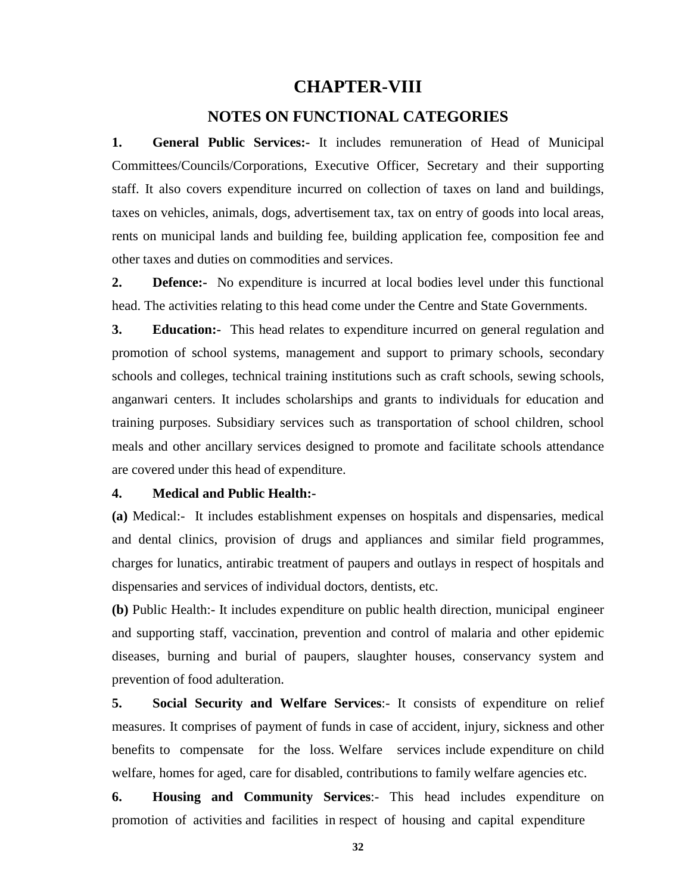# CHAPTER-VIII

## NOTES ON FUNCTIONAL CATEGORIES

**1. General Public Services:-** It includes remuneration of Head of Municipal Committees/Councils/Corporations, Executive Officer, Secretary and their supporting staff. It also covers expenditure incurred on collection of taxes on land and buildings, taxes on vehicles, animals, dogs, advertisement tax, tax on entry of goods into local areas, rents on municipal lands and building fee, building application fee, composition fee and other taxes and duties on commodities and services.

**2. Defence:-** No expenditure is incurred at local bodies level under this functional head. The activities relating to this head come under the Centre and State Governments.

**3. Education:-** This head relates to expenditure incurred on general regulation and promotion of school systems, management and support to primary schools, secondary schools and colleges, technical training institutions such as craft schools, sewing schools, anganwari centers. It includes scholarships and grants to individuals for education and training purposes. Subsidiary services such as transportation of school children, school meals and other ancillary services designed to promote and facilitate schools attendance are covered under this head of expenditure.

**4. Medical and Public Health:-**

**(a)** Medical:- It includes establishment expenses on hospitals and dispensaries, medical and dental clinics, provision of drugs and appliances and similar field programmes, charges for lunatics, antirabic treatment of paupers and outlays in respect of hospitals and dispensaries and services of individual doctors, dentists, etc.

**(b)** Public Health:- It includes expenditure on public health direction, municipal engineer and supporting staff, vaccination, prevention and control of malaria and other epidemic diseases, burning and burial of paupers, slaughter houses, conservancy system and prevention of food adulteration.

**5. Social Security and Welfare Services**:- It consists of expenditure on relief measures. It comprises of payment of funds in case of accident, injury, sickness and other benefits to compensate for the loss. Welfare services include expenditure on child welfare, homes for aged, care for disabled, contributions to family welfare agencies etc.

**6. Housing and Community Services**:- This head includes expenditure on promotion of activities and facilities in respect of housing and capital expenditure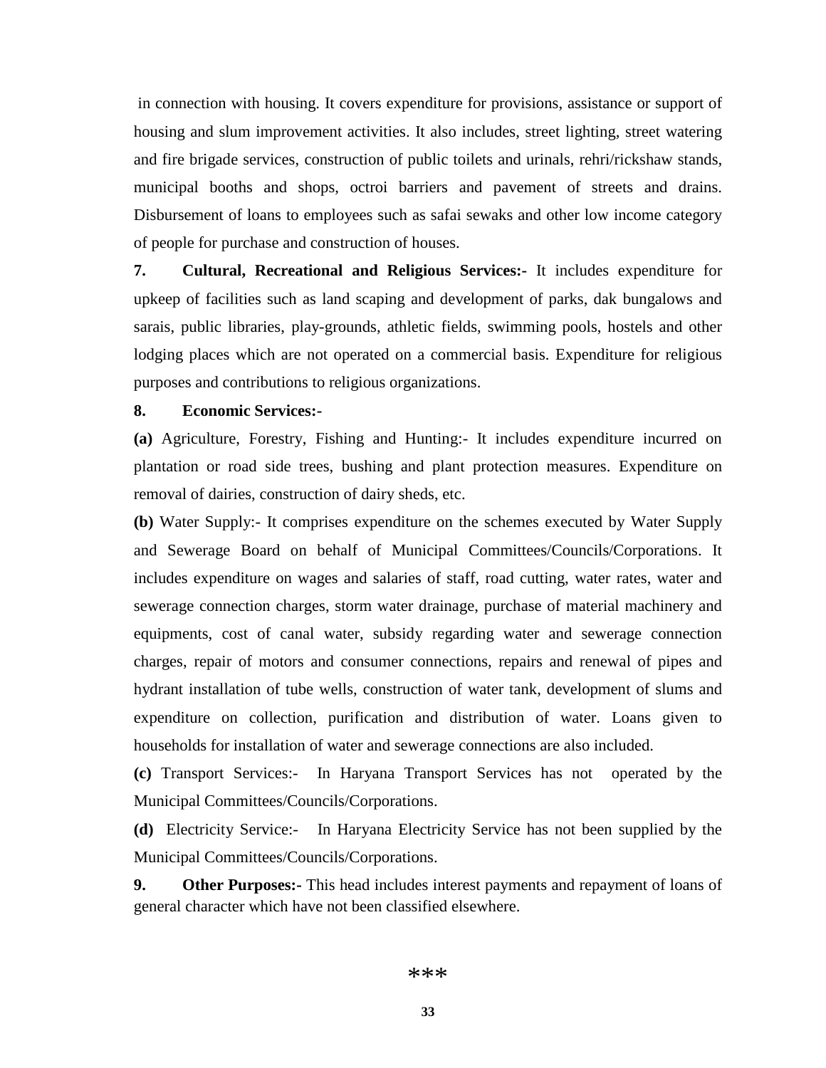in connection with housing. It covers expenditure for provisions, assistance or support of housing and slum improvement activities. It also includes, street lighting, street watering and fire brigade services, construction of public toilets and urinals, rehri/rickshaw stands, municipal booths and shops, octroi barriers and pavement of streets and drains. Disbursement of loans to employees such as safai sewaks and other low income category of people for purchase and construction of houses.

**7. Cultural, Recreational and Religious Services:-** It includes expenditure for upkeep of facilities such as land scaping and development of parks, dak bungalows and sarais, public libraries, play-grounds, athletic fields, swimming pools, hostels and other lodging places which are not operated on a commercial basis. Expenditure for religious purposes and contributions to religious organizations.

**8. Economic Services:-**

**(a)** Agriculture, Forestry, Fishing and Hunting:- It includes expenditure incurred on plantation or road side trees, bushing and plant protection measures. Expenditure on removal of dairies, construction of dairy sheds, etc.

**(b)** Water Supply:- It comprises expenditure on the schemes executed by Water Supply and Sewerage Board on behalf of Municipal Committees/Councils/Corporations. It includes expenditure on wages and salaries of staff, road cutting, water rates, water and sewerage connection charges, storm water drainage, purchase of material machinery and equipments, cost of canal water, subsidy regarding water and sewerage connection charges, repair of motors and consumer connections, repairs and renewal of pipes and hydrant installation of tube wells, construction of water tank, development of slums and expenditure on collection, purification and distribution of water. Loans given to households for installation of water and sewerage connections are also included.

**(c)** Transport Services:- In Haryana Transport Services has not operated by the Municipal Committees/Councils/Corporations.

**(d)** Electricity Service:- In Haryana Electricity Service has not been supplied by the Municipal Committees/Councils/Corporations.

**9. Other Purposes:-** This head includes interest payments and repayment of loans of general character which have not been classified elsewhere.

***